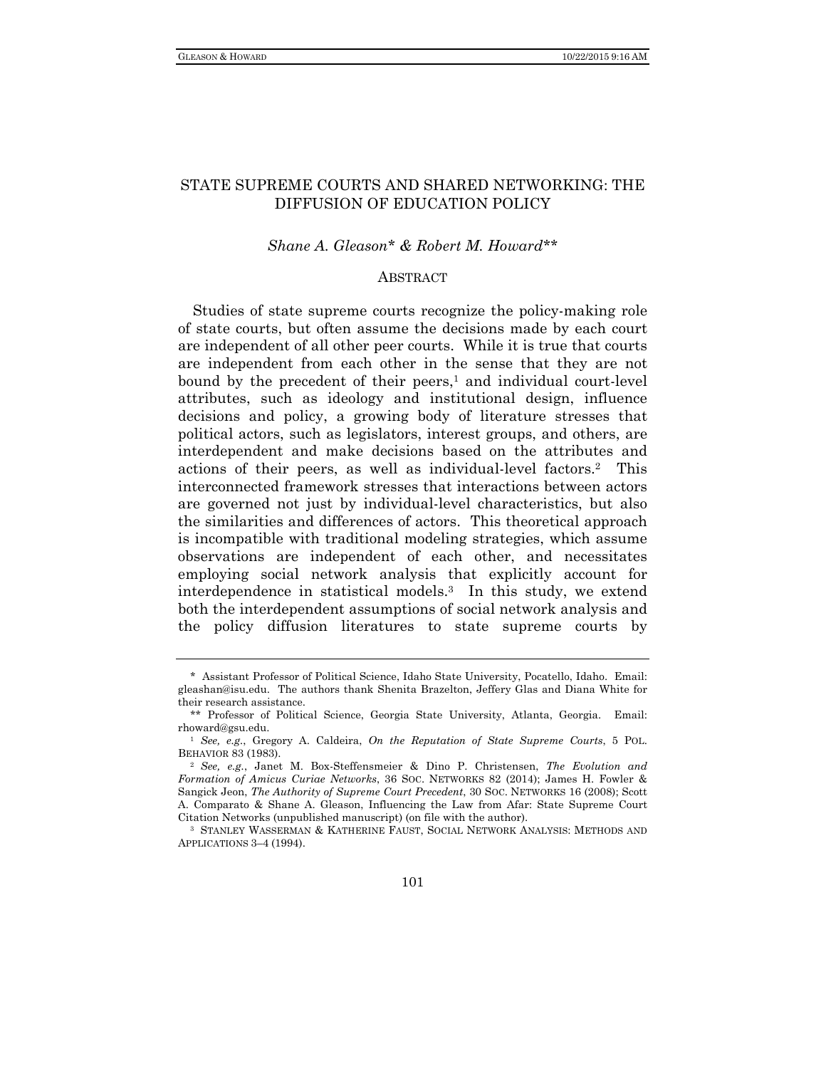# STATE SUPREME COURTS AND SHARED NETWORKING: THE DIFFUSION OF EDUCATION POLICY

*Shane A. Gleason\* & Robert M. Howard\*\**

## ABSTRACT

Studies of state supreme courts recognize the policy-making role of state courts, but often assume the decisions made by each court are independent of all other peer courts. While it is true that courts are independent from each other in the sense that they are not bound by the precedent of their peers,[1] and individual court-level attributes, such as ideology and institutional design, influence decisions and policy, a growing body of literature stresses that political actors, such as legislators, interest groups, and others, are interdependent and make decisions based on the attributes and actions of their peers, as well as individual-level factors.[2] This interconnected framework stresses that interactions between actors are governed not just by individual-level characteristics, but also the similarities and differences of actors. This theoretical approach is incompatible with traditional modeling strategies, which assume observations are independent of each other, and necessitates employing social network analysis that explicitly account for interdependence in statistical models.[3] In this study, we extend both the interdependent assumptions of social network analysis and the policy diffusion literatures to state supreme courts by

---

\* Assistant Professor of Political Science, Idaho State University, Pocatello, Idaho. Email: gleashan@isu.edu. The authors thank Shenita Brazelton, Jeffery Glas and Diana White for their research assistance.

\*\* Professor of Political Science, Georgia State University, Atlanta, Georgia. Email: rhoward@gsu.edu.

[1] *See, e.g.*, Gregory A. Caldeira, *On the Reputation of State Supreme Courts*, 5 POL. BEHAVIOR 83 (1983).

[2] *See, e.g.*, Janet M. Box-Steffensmeier & Dino P. Christensen, *The Evolution and Formation of Amicus Curiae Networks*, 36 SOC. NETWORKS 82 (2014); James H. Fowler & Sangick Jeon, *The Authority of Supreme Court Precedent*, 30 SOC. NETWORKS 16 (2008); Scott A. Comparato & Shane A. Gleason, Influencing the Law from Afar: State Supreme Court Citation Networks (unpublished manuscript) (on file with the author).

[3] STANLEY WASSERMAN & KATHERINE FAUST, SOCIAL NETWORK ANALYSIS: METHODS AND APPLICATIONS 3–4 (1994).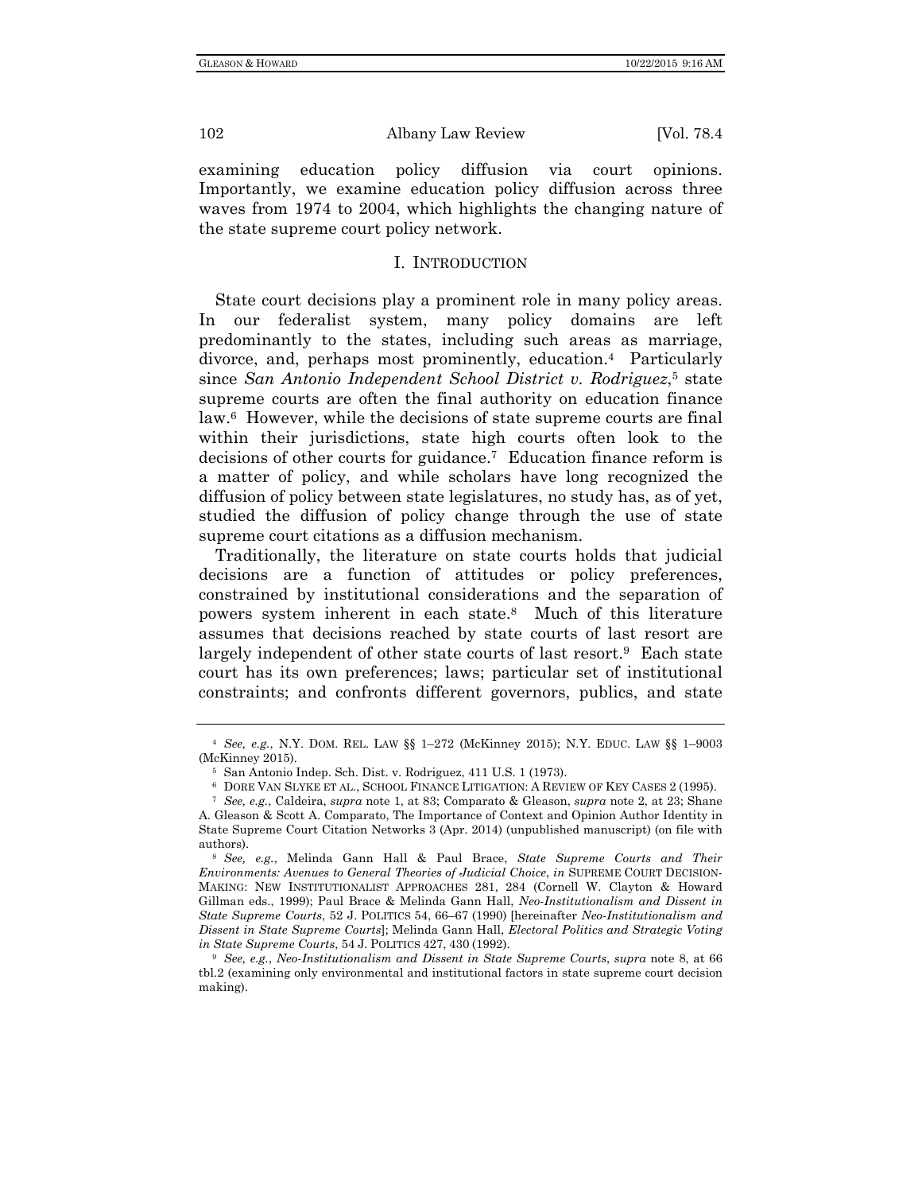examining education policy diffusion via court opinions. Importantly, we examine education policy diffusion across three waves from 1974 to 2004, which highlights the changing nature of the state supreme court policy network.

## I. INTRODUCTION

State court decisions play a prominent role in many policy areas. In our federalist system, many policy domains are left predominantly to the states, including such areas as marriage, divorce, and, perhaps most prominently, education.[4] Particularly since *San Antonio Independent School District v. Rodriguez*,[5] state supreme courts are often the final authority on education finance law.[6] However, while the decisions of state supreme courts are final within their jurisdictions, state high courts often look to the decisions of other courts for guidance.[7] Education finance reform is a matter of policy, and while scholars have long recognized the diffusion of policy between state legislatures, no study has, as of yet, studied the diffusion of policy change through the use of state supreme court citations as a diffusion mechanism.

Traditionally, the literature on state courts holds that judicial decisions are a function of attitudes or policy preferences, constrained by institutional considerations and the separation of powers system inherent in each state.[8] Much of this literature assumes that decisions reached by state courts of last resort are largely independent of other state courts of last resort.[9] Each state court has its own preferences; laws; particular set of institutional constraints; and confronts different governors, publics, and state

---

[4] *See, e.g.*, N.Y. DOM. REL. LAW §§ 1–272 (McKinney 2015); N.Y. EDUC. LAW §§ 1–9003 (McKinney 2015).

[5] San Antonio Indep. Sch. Dist. v. Rodriguez, 411 U.S. 1 (1973).

[6] DORE VAN SLYKE ET AL., SCHOOL FINANCE LITIGATION: A REVIEW OF KEY CASES 2 (1995).

[7] *See, e.g.*, Caldeira, *supra* note 1, at 83; Comparato & Gleason, *supra* note 2, at 23; Shane A. Gleason & Scott A. Comparato, The Importance of Context and Opinion Author Identity in State Supreme Court Citation Networks 3 (Apr. 2014) (unpublished manuscript) (on file with authors).

[8] *See, e.g.*, Melinda Gann Hall & Paul Brace, *State Supreme Courts and Their Environments: Avenues to General Theories of Judicial Choice*, *in* SUPREME COURT DECISION-MAKING: NEW INSTITUTIONALIST APPROACHES 281, 284 (Cornell W. Clayton & Howard Gillman eds., 1999); Paul Brace & Melinda Gann Hall, *Neo-Institutionalism and Dissent in State Supreme Courts*, 52 J. POLITICS 54, 66–67 (1990) [hereinafter *Neo-Institutionalism and Dissent in State Supreme Courts*]; Melinda Gann Hall, *Electoral Politics and Strategic Voting in State Supreme Courts*, 54 J. POLITICS 427, 430 (1992).

[9] *See, e.g.*, *Neo-Institutionalism and Dissent in State Supreme Courts*, *supra* note 8, at 66 tbl.2 (examining only environmental and institutional factors in state supreme court decision making).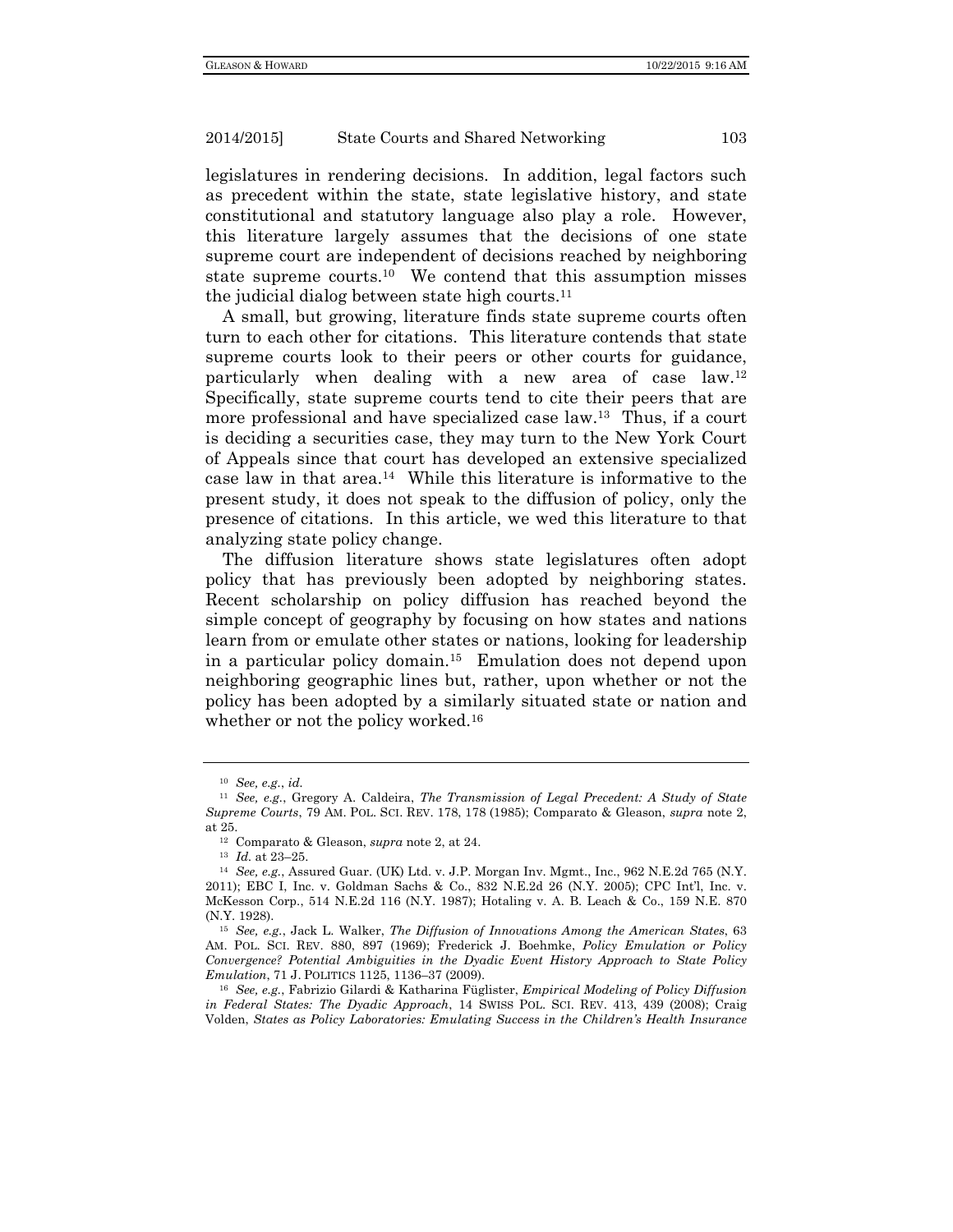legislatures in rendering decisions. In addition, legal factors such as precedent within the state, state legislative history, and state constitutional and statutory language also play a role. However, this literature largely assumes that the decisions of one state supreme court are independent of decisions reached by neighboring state supreme courts.[10] We contend that this assumption misses the judicial dialog between state high courts.[11]

A small, but growing, literature finds state supreme courts often turn to each other for citations. This literature contends that state supreme courts look to their peers or other courts for guidance, particularly when dealing with a new area of case law.[12] Specifically, state supreme courts tend to cite their peers that are more professional and have specialized case law.[13] Thus, if a court is deciding a securities case, they may turn to the New York Court of Appeals since that court has developed an extensive specialized case law in that area.[14] While this literature is informative to the present study, it does not speak to the diffusion of policy, only the presence of citations. In this article, we wed this literature to that analyzing state policy change.

The diffusion literature shows state legislatures often adopt policy that has previously been adopted by neighboring states. Recent scholarship on policy diffusion has reached beyond the simple concept of geography by focusing on how states and nations learn from or emulate other states or nations, looking for leadership in a particular policy domain.[15] Emulation does not depend upon neighboring geographic lines but, rather, upon whether or not the policy has been adopted by a similarly situated state or nation and whether or not the policy worked.[16]

---

[10] *See, e.g.*, *id.*

[11] *See, e.g.*, Gregory A. Caldeira, *The Transmission of Legal Precedent: A Study of State Supreme Courts*, 79 AM. POL. SCI. REV. 178, 178 (1985); Comparato & Gleason, *supra* note 2, at 25.

[12] Comparato & Gleason, *supra* note 2, at 24.

[13] *Id.* at 23–25.

[14] *See, e.g.*, Assured Guar. (UK) Ltd. v. J.P. Morgan Inv. Mgmt., Inc., 962 N.E.2d 765 (N.Y. 2011); EBC I, Inc. v. Goldman Sachs & Co., 832 N.E.2d 26 (N.Y. 2005); CPC Int'l, Inc. v. McKesson Corp., 514 N.E.2d 116 (N.Y. 1987); Hotaling v. A. B. Leach & Co., 159 N.E. 870 (N.Y. 1928).

[15] *See, e.g.*, Jack L. Walker, *The Diffusion of Innovations Among the American States*, 63 AM. POL. SCI. REV. 880, 897 (1969); Frederick J. Boehmke, *Policy Emulation or Policy Convergence? Potential Ambiguities in the Dyadic Event History Approach to State Policy Emulation*, 71 J. POLITICS 1125, 1136–37 (2009).

[16] *See, e.g.*, Fabrizio Gilardi & Katharina Füglister, *Empirical Modeling of Policy Diffusion in Federal States: The Dyadic Approach*, 14 SWISS POL. SCI. REV. 413, 439 (2008); Craig Volden, *States as Policy Laboratories: Emulating Success in the Children's Health Insurance*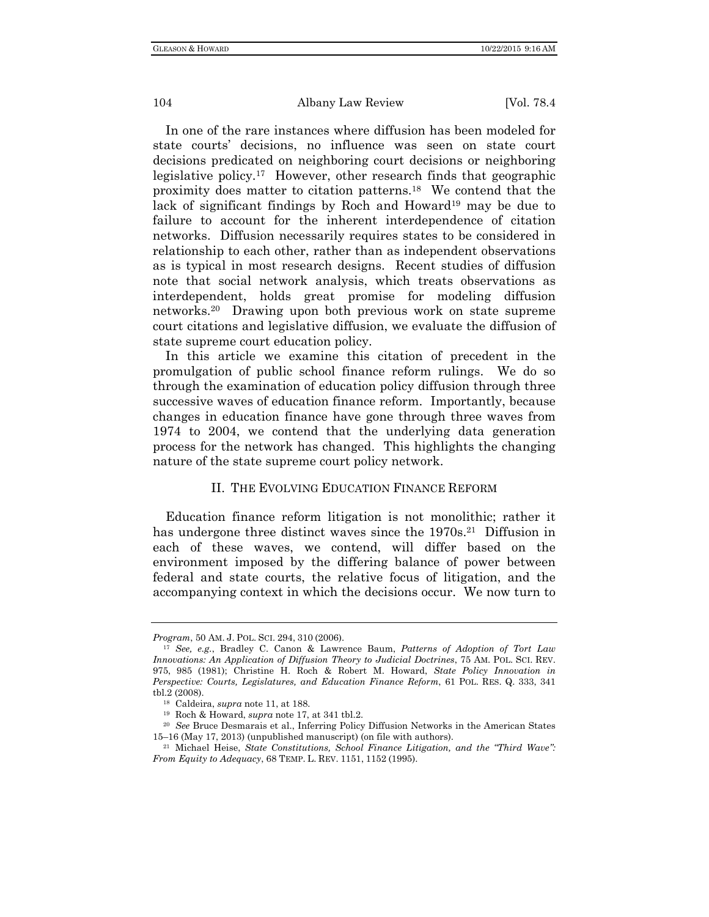In one of the rare instances where diffusion has been modeled for state courts' decisions, no influence was seen on state court decisions predicated on neighboring court decisions or neighboring legislative policy.[17] However, other research finds that geographic proximity does matter to citation patterns.[18] We contend that the lack of significant findings by Roch and Howard[19] may be due to failure to account for the inherent interdependence of citation networks. Diffusion necessarily requires states to be considered in relationship to each other, rather than as independent observations as is typical in most research designs. Recent studies of diffusion note that social network analysis, which treats observations as interdependent, holds great promise for modeling diffusion networks.[20] Drawing upon both previous work on state supreme court citations and legislative diffusion, we evaluate the diffusion of state supreme court education policy.

In this article we examine this citation of precedent in the promulgation of public school finance reform rulings. We do so through the examination of education policy diffusion through three successive waves of education finance reform. Importantly, because changes in education finance have gone through three waves from 1974 to 2004, we contend that the underlying data generation process for the network has changed. This highlights the changing nature of the state supreme court policy network.

## II. THE EVOLVING EDUCATION FINANCE REFORM

Education finance reform litigation is not monolithic; rather it has undergone three distinct waves since the 1970s.[21] Diffusion in each of these waves, we contend, will differ based on the environment imposed by the differing balance of power between federal and state courts, the relative focus of litigation, and the accompanying context in which the decisions occur. We now turn to

---

*Program*, 50 AM. J. POL. SCI. 294, 310 (2006).

[17] *See, e.g.*, Bradley C. Canon & Lawrence Baum, *Patterns of Adoption of Tort Law Innovations: An Application of Diffusion Theory to Judicial Doctrines*, 75 AM. POL. SCI. REV. 975, 985 (1981); Christine H. Roch & Robert M. Howard, *State Policy Innovation in Perspective: Courts, Legislatures, and Education Finance Reform*, 61 POL. RES. Q. 333, 341 tbl.2 (2008).

[18] Caldeira, *supra* note 11, at 188.

[19] Roch & Howard, *supra* note 17, at 341 tbl.2.

[20] *See* Bruce Desmarais et al., Inferring Policy Diffusion Networks in the American States 15–16 (May 17, 2013) (unpublished manuscript) (on file with authors).

[21] Michael Heise, *State Constitutions, School Finance Litigation, and the "Third Wave": From Equity to Adequacy*, 68 TEMP. L. REV. 1151, 1152 (1995).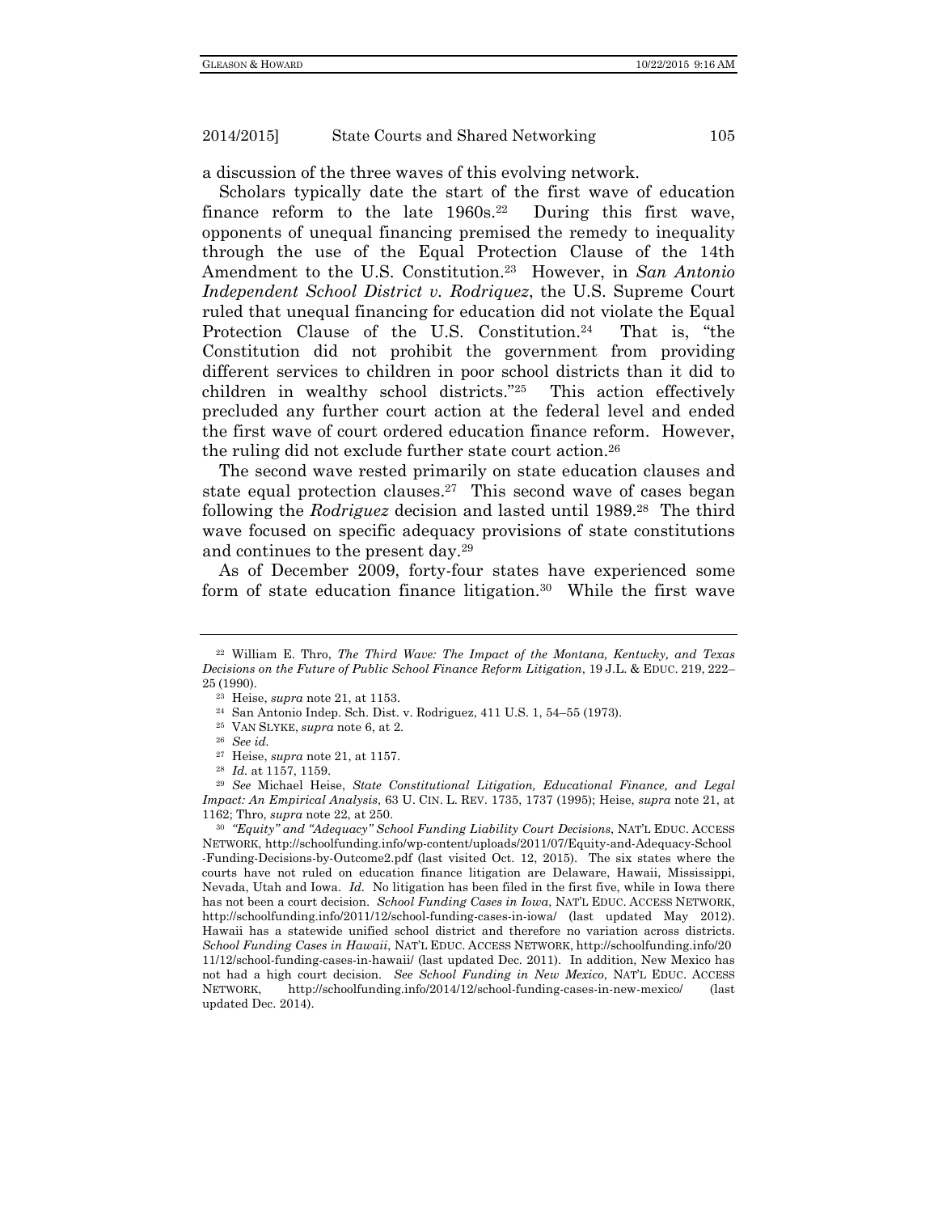a discussion of the three waves of this evolving network.

Scholars typically date the start of the first wave of education finance reform to the late 1960s.[22] During this first wave, opponents of unequal financing premised the remedy to inequality through the use of the Equal Protection Clause of the 14th Amendment to the U.S. Constitution.[23] However, in *San Antonio Independent School District v. Rodriquez*, the U.S. Supreme Court ruled that unequal financing for education did not violate the Equal Protection Clause of the U.S. Constitution.[24] That is, "the Constitution did not prohibit the government from providing different services to children in poor school districts than it did to children in wealthy school districts."[25] This action effectively precluded any further court action at the federal level and ended the first wave of court ordered education finance reform. However, the ruling did not exclude further state court action.[26]

The second wave rested primarily on state education clauses and state equal protection clauses.[27] This second wave of cases began following the *Rodriguez* decision and lasted until 1989.[28] The third wave focused on specific adequacy provisions of state constitutions and continues to the present day.[29]

As of December 2009, forty-four states have experienced some form of state education finance litigation.[30] While the first wave

---

[22] William E. Thro, *The Third Wave: The Impact of the Montana, Kentucky, and Texas Decisions on the Future of Public School Finance Reform Litigation*, 19 J.L. & EDUC. 219, 222–25 (1990).

[23] Heise, *supra* note 21, at 1153.

[24] San Antonio Indep. Sch. Dist. v. Rodriguez, 411 U.S. 1, 54–55 (1973).

[25] VAN SLYKE, *supra* note 6, at 2.

[26] *See id.*

[27] Heise, *supra* note 21, at 1157.

[28] *Id.* at 1157, 1159.

[29] *See* Michael Heise, *State Constitutional Litigation, Educational Finance, and Legal Impact: An Empirical Analysis*, 63 U. CIN. L. REV. 1735, 1737 (1995); Heise, *supra* note 21, at 1162; Thro, *supra* note 22, at 250.

[30] *"Equity" and "Adequacy" School Funding Liability Court Decisions*, NAT'L EDUC. ACCESS NETWORK, http://schoolfunding.info/wp-content/uploads/2011/07/Equity-and-Adequacy-School-Funding-Decisions-by-Outcome2.pdf (last visited Oct. 12, 2015). The six states where the courts have not ruled on education finance litigation are Delaware, Hawaii, Mississippi, Nevada, Utah and Iowa. *Id.* No litigation has been filed in the first five, while in Iowa there has not been a court decision. *School Funding Cases in Iowa*, NAT'L EDUC. ACCESS NETWORK, http://schoolfunding.info/2011/12/school-funding-cases-in-iowa/ (last updated May 2012). Hawaii has a statewide unified school district and therefore no variation across districts. *School Funding Cases in Hawaii*, NAT'L EDUC. ACCESS NETWORK, http://schoolfunding.info/2011/12/school-funding-cases-in-hawaii/ (last updated Dec. 2011). In addition, New Mexico has not had a high court decision. *See School Funding in New Mexico*, NAT'L EDUC. ACCESS NETWORK, http://schoolfunding.info/2014/12/school-funding-cases-in-new-mexico/ (last updated Dec. 2014).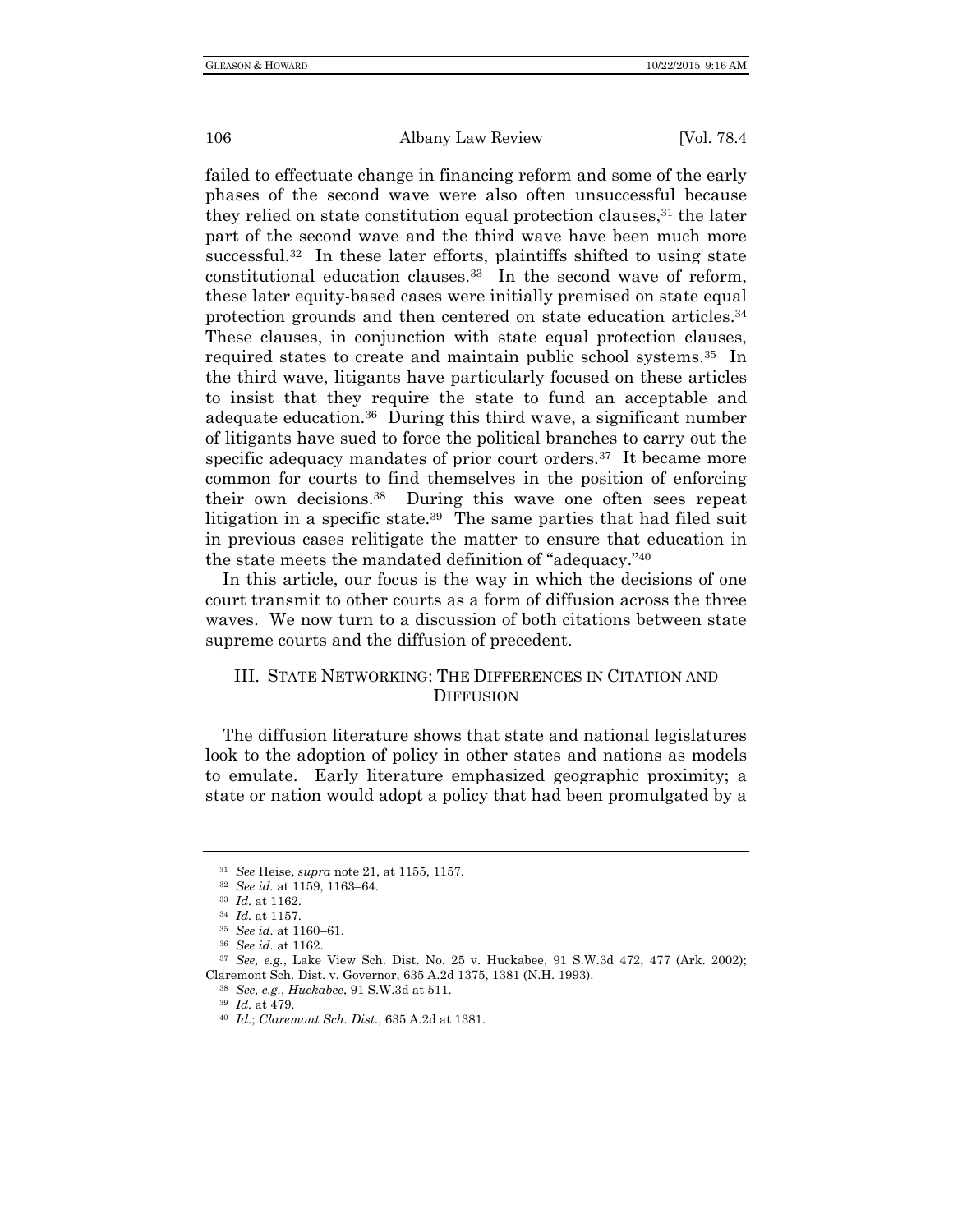failed to effectuate change in financing reform and some of the early phases of the second wave were also often unsuccessful because they relied on state constitution equal protection clauses,[31] the later part of the second wave and the third wave have been much more successful.[32] In these later efforts, plaintiffs shifted to using state constitutional education clauses.[33] In the second wave of reform, these later equity-based cases were initially premised on state equal protection grounds and then centered on state education articles.[34] These clauses, in conjunction with state equal protection clauses, required states to create and maintain public school systems.[35] In the third wave, litigants have particularly focused on these articles to insist that they require the state to fund an acceptable and adequate education.[36] During this third wave, a significant number of litigants have sued to force the political branches to carry out the specific adequacy mandates of prior court orders.[37] It became more common for courts to find themselves in the position of enforcing their own decisions.[38] During this wave one often sees repeat litigation in a specific state.[39] The same parties that had filed suit in previous cases relitigate the matter to ensure that education in the state meets the mandated definition of "adequacy."[40]

In this article, our focus is the way in which the decisions of one court transmit to other courts as a form of diffusion across the three waves. We now turn to a discussion of both citations between state supreme courts and the diffusion of precedent.

## III. State Networking: The Differences in Citation and Diffusion

The diffusion literature shows that state and national legislatures look to the adoption of policy in other states and nations as models to emulate. Early literature emphasized geographic proximity; a state or nation would adopt a policy that had been promulgated by a

---

[31] *See* Heise, *supra* note 21, at 1155, 1157.

[32] *See id.* at 1159, 1163–64.

[33] *Id.* at 1162.

[34] *Id.* at 1157.

[35] *See id.* at 1160–61.

[36] *See id.* at 1162.

[37] *See, e.g.*, Lake View Sch. Dist. No. 25 v. Huckabee, 91 S.W.3d 472, 477 (Ark. 2002); Claremont Sch. Dist. v. Governor, 635 A.2d 1375, 1381 (N.H. 1993).

[38] *See, e.g.*, *Huckabee*, 91 S.W.3d at 511.

[39] *Id.* at 479.

[40] *Id.*; *Claremont Sch. Dist.*, 635 A.2d at 1381.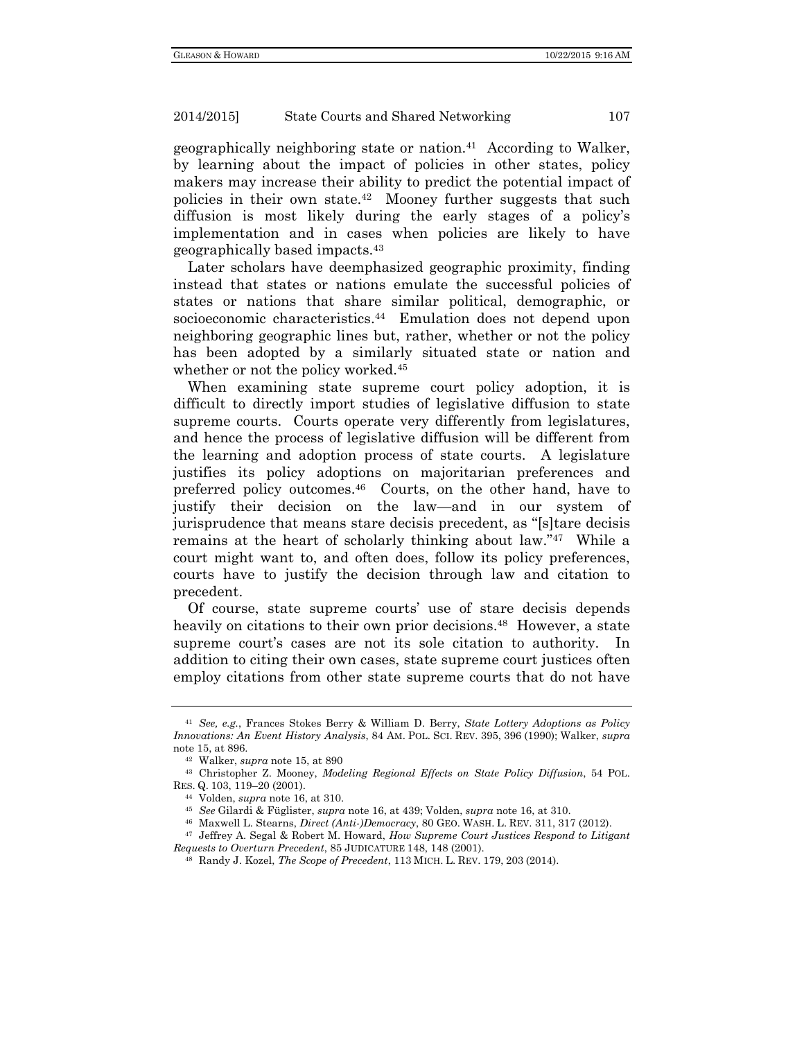geographically neighboring state or nation.[41] According to Walker, by learning about the impact of policies in other states, policy makers may increase their ability to predict the potential impact of policies in their own state.[42] Mooney further suggests that such diffusion is most likely during the early stages of a policy's implementation and in cases when policies are likely to have geographically based impacts.[43]

Later scholars have deemphasized geographic proximity, finding instead that states or nations emulate the successful policies of states or nations that share similar political, demographic, or socioeconomic characteristics.[44] Emulation does not depend upon neighboring geographic lines but, rather, whether or not the policy has been adopted by a similarly situated state or nation and whether or not the policy worked.[45]

When examining state supreme court policy adoption, it is difficult to directly import studies of legislative diffusion to state supreme courts. Courts operate very differently from legislatures, and hence the process of legislative diffusion will be different from the learning and adoption process of state courts. A legislature justifies its policy adoptions on majoritarian preferences and preferred policy outcomes.[46] Courts, on the other hand, have to justify their decision on the law—and in our system of jurisprudence that means stare decisis precedent, as "[s]tare decisis remains at the heart of scholarly thinking about law."[47] While a court might want to, and often does, follow its policy preferences, courts have to justify the decision through law and citation to precedent.

Of course, state supreme courts' use of stare decisis depends heavily on citations to their own prior decisions.[48] However, a state supreme court's cases are not its sole citation to authority. In addition to citing their own cases, state supreme court justices often employ citations from other state supreme courts that do not have

---

[41] *See, e.g.*, Frances Stokes Berry & William D. Berry, *State Lottery Adoptions as Policy Innovations: An Event History Analysis*, 84 AM. POL. SCI. REV. 395, 396 (1990); Walker, *supra* note 15, at 896.

[42] Walker, *supra* note 15, at 890

[43] Christopher Z. Mooney, *Modeling Regional Effects on State Policy Diffusion*, 54 POL. RES. Q. 103, 119–20 (2001).

[44] Volden, *supra* note 16, at 310.

[45] *See* Gilardi & Füglister, *supra* note 16, at 439; Volden, *supra* note 16, at 310.

[46] Maxwell L. Stearns, *Direct (Anti-)Democracy*, 80 GEO. WASH. L. REV. 311, 317 (2012).

[47] Jeffrey A. Segal & Robert M. Howard, *How Supreme Court Justices Respond to Litigant Requests to Overturn Precedent*, 85 JUDICATURE 148, 148 (2001).

[48] Randy J. Kozel, *The Scope of Precedent*, 113 MICH. L. REV. 179, 203 (2014).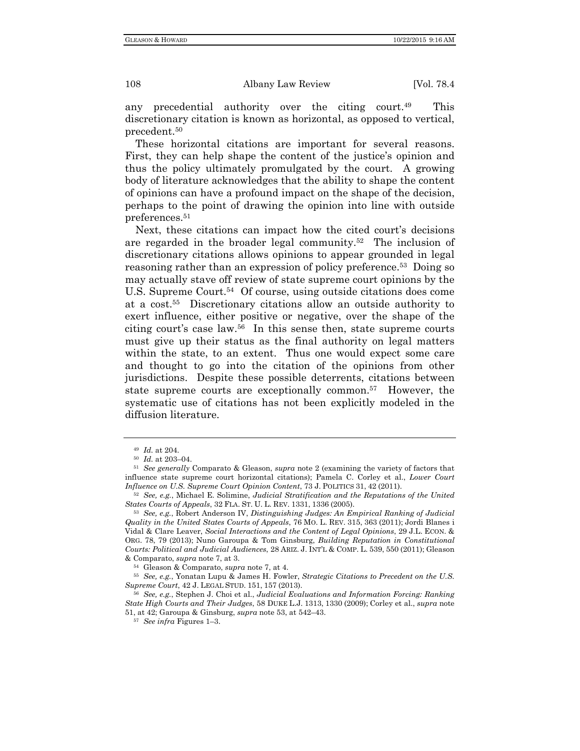any precedential authority over the citing court.[49] This discretionary citation is known as horizontal, as opposed to vertical, precedent.[50]

These horizontal citations are important for several reasons. First, they can help shape the content of the justice's opinion and thus the policy ultimately promulgated by the court. A growing body of literature acknowledges that the ability to shape the content of opinions can have a profound impact on the shape of the decision, perhaps to the point of drawing the opinion into line with outside preferences.[51]

Next, these citations can impact how the cited court's decisions are regarded in the broader legal community.[52] The inclusion of discretionary citations allows opinions to appear grounded in legal reasoning rather than an expression of policy preference.[53] Doing so may actually stave off review of state supreme court opinions by the U.S. Supreme Court.[54] Of course, using outside citations does come at a cost.[55] Discretionary citations allow an outside authority to exert influence, either positive or negative, over the shape of the citing court's case law.[56] In this sense then, state supreme courts must give up their status as the final authority on legal matters within the state, to an extent. Thus one would expect some care and thought to go into the citation of the opinions from other jurisdictions. Despite these possible deterrents, citations between state supreme courts are exceptionally common.[57] However, the systematic use of citations has not been explicitly modeled in the diffusion literature.

---

[49] *Id.* at 204.

[50] *Id.* at 203–04.

[51] *See generally* Comparato & Gleason, *supra* note 2 (examining the variety of factors that influence state supreme court horizontal citations); Pamela C. Corley et al., *Lower Court Influence on U.S. Supreme Court Opinion Content*, 73 J. POLITICS 31, 42 (2011).

[52] *See, e.g.*, Michael E. Solimine, *Judicial Stratification and the Reputations of the United States Courts of Appeals*, 32 FLA. ST. U. L. REV. 1331, 1336 (2005).

[53] *See, e.g.*, Robert Anderson IV, *Distinguishing Judges: An Empirical Ranking of Judicial Quality in the United States Courts of Appeals*, 76 MO. L. REV. 315, 363 (2011); Jordi Blanes i Vidal & Clare Leaver, *Social Interactions and the Content of Legal Opinions*, 29 J.L. ECON. & ORG. 78, 79 (2013); Nuno Garoupa & Tom Ginsburg, *Building Reputation in Constitutional Courts: Political and Judicial Audiences*, 28 ARIZ. J. INT'L & COMP. L. 539, 550 (2011); Gleason & Comparato, *supra* note 7, at 3.

[54] Gleason & Comparato, *supra* note 7, at 4.

[55] *See, e.g.*, Yonatan Lupu & James H. Fowler, *Strategic Citations to Precedent on the U.S. Supreme Court*, 42 J. LEGAL STUD. 151, 157 (2013).

[56] *See, e.g.*, Stephen J. Choi et al., *Judicial Evaluations and Information Forcing: Ranking State High Courts and Their Judges*, 58 DUKE L.J. 1313, 1330 (2009); Corley et al., *supra* note 51, at 42; Garoupa & Ginsburg, *supra* note 53, at 542–43.

[57] *See infra* Figures 1–3.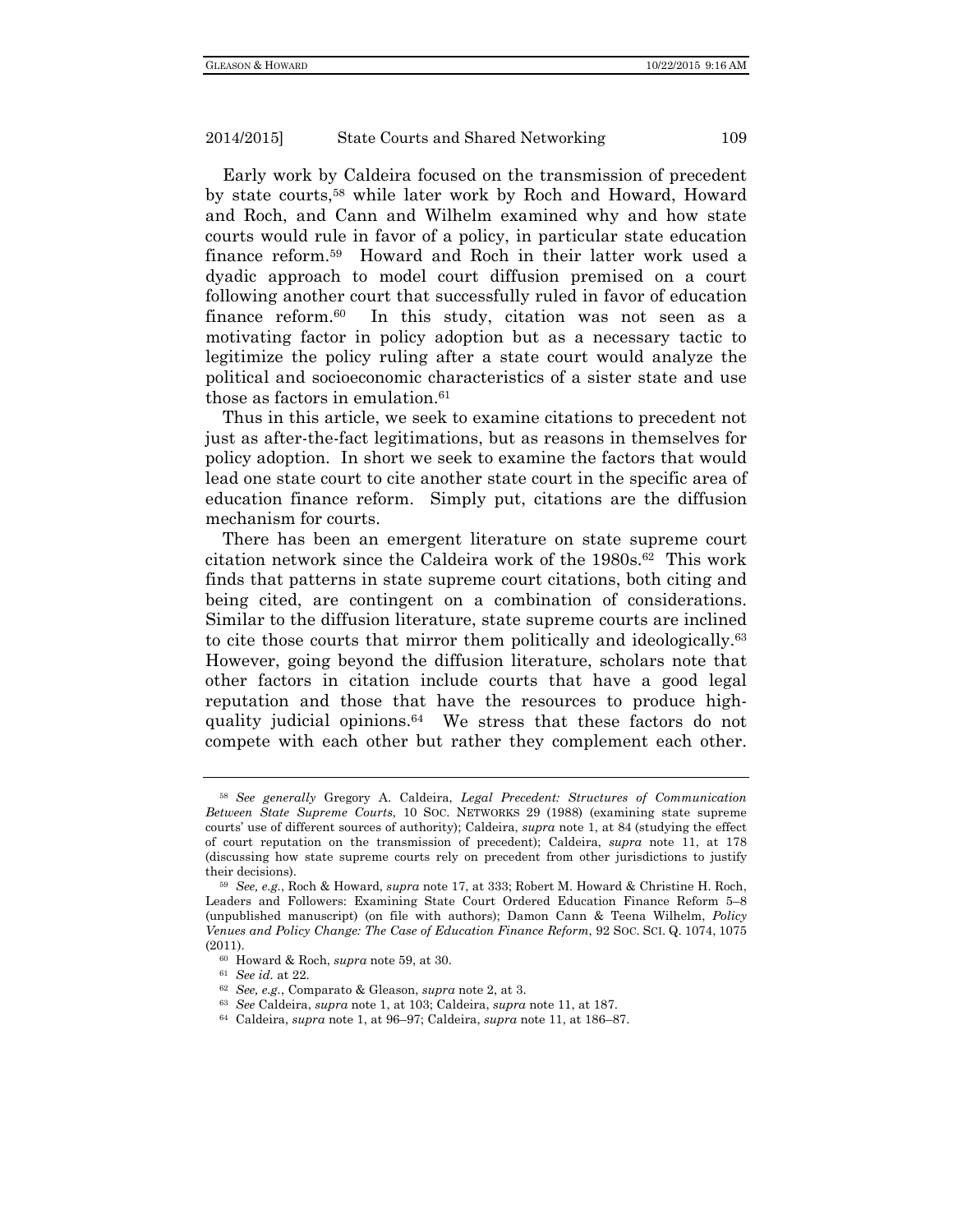Early work by Caldeira focused on the transmission of precedent by state courts,[58] while later work by Roch and Howard, Howard and Roch, and Cann and Wilhelm examined why and how state courts would rule in favor of a policy, in particular state education finance reform.[59] Howard and Roch in their latter work used a dyadic approach to model court diffusion premised on a court following another court that successfully ruled in favor of education finance reform.[60] In this study, citation was not seen as a motivating factor in policy adoption but as a necessary tactic to legitimize the policy ruling after a state court would analyze the political and socioeconomic characteristics of a sister state and use those as factors in emulation.[61]

Thus in this article, we seek to examine citations to precedent not just as after-the-fact legitimations, but as reasons in themselves for policy adoption. In short we seek to examine the factors that would lead one state court to cite another state court in the specific area of education finance reform. Simply put, citations are the diffusion mechanism for courts.

There has been an emergent literature on state supreme court citation network since the Caldeira work of the 1980s.[62] This work finds that patterns in state supreme court citations, both citing and being cited, are contingent on a combination of considerations. Similar to the diffusion literature, state supreme courts are inclined to cite those courts that mirror them politically and ideologically.[63] However, going beyond the diffusion literature, scholars note that other factors in citation include courts that have a good legal reputation and those that have the resources to produce high-quality judicial opinions.[64] We stress that these factors do not compete with each other but rather they complement each other.

---

[58] *See generally* Gregory A. Caldeira, *Legal Precedent: Structures of Communication Between State Supreme Courts*, 10 SOC. NETWORKS 29 (1988) (examining state supreme courts' use of different sources of authority); Caldeira, *supra* note 1, at 84 (studying the effect of court reputation on the transmission of precedent); Caldeira, *supra* note 11, at 178 (discussing how state supreme courts rely on precedent from other jurisdictions to justify their decisions).

[59] *See, e.g.*, Roch & Howard, *supra* note 17, at 333; Robert M. Howard & Christine H. Roch, Leaders and Followers: Examining State Court Ordered Education Finance Reform 5–8 (unpublished manuscript) (on file with authors); Damon Cann & Teena Wilhelm, *Policy Venues and Policy Change: The Case of Education Finance Reform*, 92 SOC. SCI. Q. 1074, 1075 (2011).

[60] Howard & Roch, *supra* note 59, at 30.

[61] *See id.* at 22.

[62] *See, e.g.*, Comparato & Gleason, *supra* note 2, at 3.

[63] *See* Caldeira, *supra* note 1, at 103; Caldeira, *supra* note 11, at 187.

[64] Caldeira, *supra* note 1, at 96–97; Caldeira, *supra* note 11, at 186–87.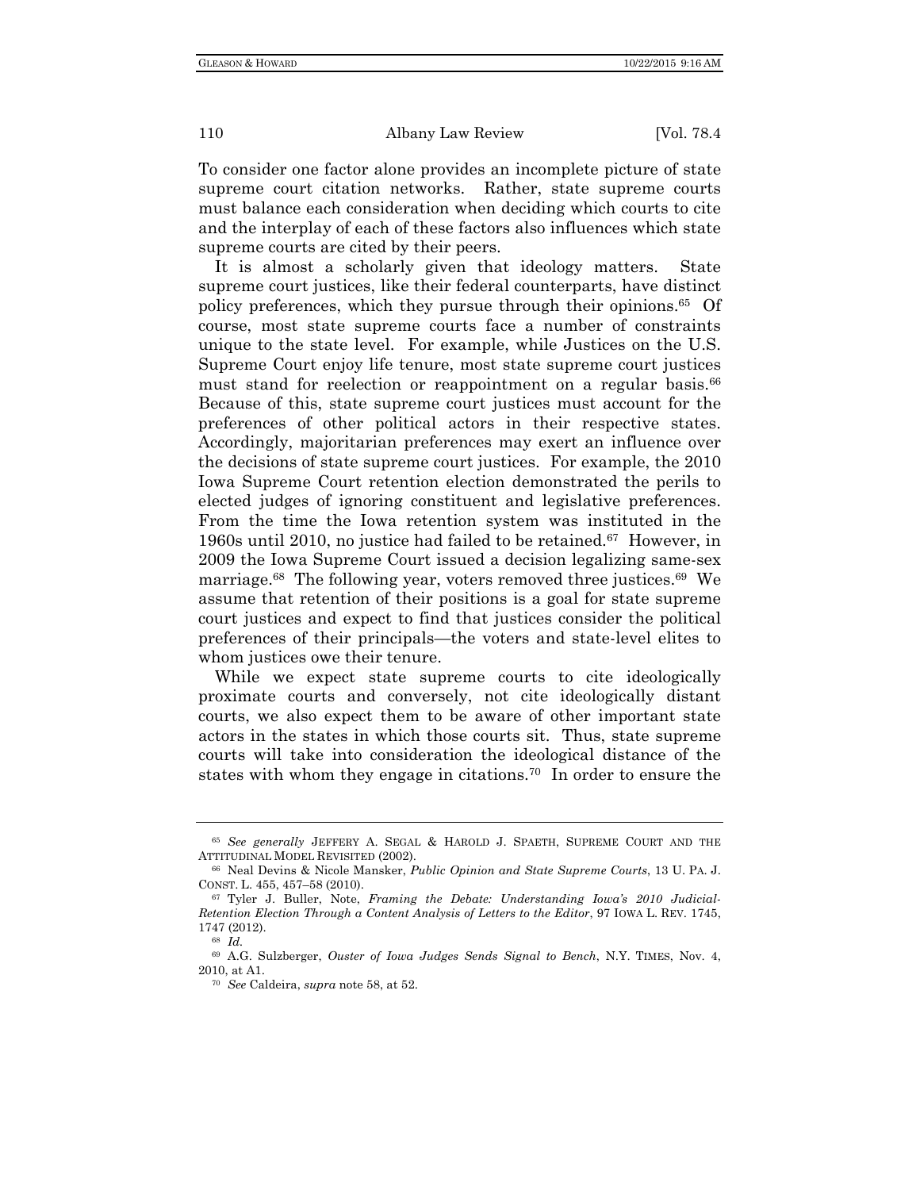To consider one factor alone provides an incomplete picture of state supreme court citation networks. Rather, state supreme courts must balance each consideration when deciding which courts to cite and the interplay of each of these factors also influences which state supreme courts are cited by their peers.

It is almost a scholarly given that ideology matters. State supreme court justices, like their federal counterparts, have distinct policy preferences, which they pursue through their opinions.[65] Of course, most state supreme courts face a number of constraints unique to the state level. For example, while Justices on the U.S. Supreme Court enjoy life tenure, most state supreme court justices must stand for reelection or reappointment on a regular basis.[66] Because of this, state supreme court justices must account for the preferences of other political actors in their respective states. Accordingly, majoritarian preferences may exert an influence over the decisions of state supreme court justices. For example, the 2010 Iowa Supreme Court retention election demonstrated the perils to elected judges of ignoring constituent and legislative preferences. From the time the Iowa retention system was instituted in the 1960s until 2010, no justice had failed to be retained.[67] However, in 2009 the Iowa Supreme Court issued a decision legalizing same-sex marriage.[68] The following year, voters removed three justices.[69] We assume that retention of their positions is a goal for state supreme court justices and expect to find that justices consider the political preferences of their principals—the voters and state-level elites to whom justices owe their tenure.

While we expect state supreme courts to cite ideologically proximate courts and conversely, not cite ideologically distant courts, we also expect them to be aware of other important state actors in the states in which those courts sit. Thus, state supreme courts will take into consideration the ideological distance of the states with whom they engage in citations.[70] In order to ensure the

---

[65] *See generally* JEFFERY A. SEGAL & HAROLD J. SPAETH, SUPREME COURT AND THE ATTITUDINAL MODEL REVISITED (2002).

[66] Neal Devins & Nicole Mansker, *Public Opinion and State Supreme Courts*, 13 U. PA. J. CONST. L. 455, 457–58 (2010).

[67] Tyler J. Buller, Note, *Framing the Debate: Understanding Iowa's 2010 Judicial-Retention Election Through a Content Analysis of Letters to the Editor*, 97 IOWA L. REV. 1745, 1747 (2012).

[68] *Id.*

[69] A.G. Sulzberger, *Ouster of Iowa Judges Sends Signal to Bench*, N.Y. TIMES, Nov. 4, 2010, at A1.

[70] *See* Caldeira, *supra* note 58, at 52.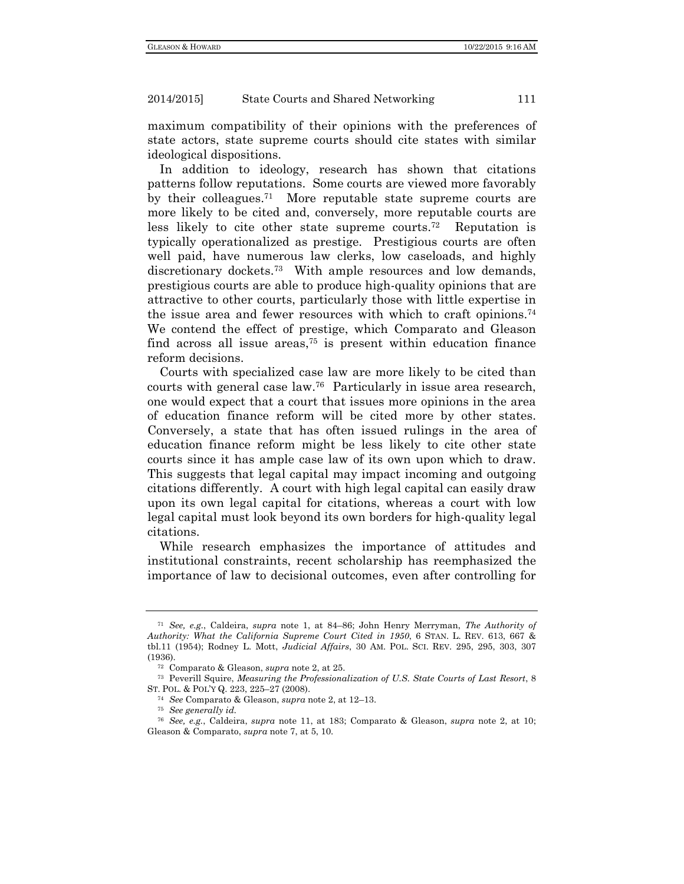maximum compatibility of their opinions with the preferences of state actors, state supreme courts should cite states with similar ideological dispositions.

In addition to ideology, research has shown that citations patterns follow reputations. Some courts are viewed more favorably by their colleagues.[71] More reputable state supreme courts are more likely to be cited and, conversely, more reputable courts are less likely to cite other state supreme courts.[72] Reputation is typically operationalized as prestige. Prestigious courts are often well paid, have numerous law clerks, low caseloads, and highly discretionary dockets.[73] With ample resources and low demands, prestigious courts are able to produce high-quality opinions that are attractive to other courts, particularly those with little expertise in the issue area and fewer resources with which to craft opinions.[74] We contend the effect of prestige, which Comparato and Gleason find across all issue areas,[75] is present within education finance reform decisions.

Courts with specialized case law are more likely to be cited than courts with general case law.[76] Particularly in issue area research, one would expect that a court that issues more opinions in the area of education finance reform will be cited more by other states. Conversely, a state that has often issued rulings in the area of education finance reform might be less likely to cite other state courts since it has ample case law of its own upon which to draw. This suggests that legal capital may impact incoming and outgoing citations differently. A court with high legal capital can easily draw upon its own legal capital for citations, whereas a court with low legal capital must look beyond its own borders for high-quality legal citations.

While research emphasizes the importance of attitudes and institutional constraints, recent scholarship has reemphasized the importance of law to decisional outcomes, even after controlling for

---

[71] *See, e.g.*, Caldeira, *supra* note 1, at 84–86; John Henry Merryman, *The Authority of Authority: What the California Supreme Court Cited in 1950*, 6 STAN. L. REV. 613, 667 & tbl.11 (1954); Rodney L. Mott, *Judicial Affairs*, 30 AM. POL. SCI. REV. 295, 295, 303, 307 (1936).

[72] Comparato & Gleason, *supra* note 2, at 25.

[73] Peverill Squire, *Measuring the Professionalization of U.S. State Courts of Last Resort*, 8 ST. POL. & POL'Y Q. 223, 225–27 (2008).

[74] *See* Comparato & Gleason, *supra* note 2, at 12–13.

[75] *See generally id.*

[76] *See, e.g.*, Caldeira, *supra* note 11, at 183; Comparato & Gleason, *supra* note 2, at 10; Gleason & Comparato, *supra* note 7, at 5, 10.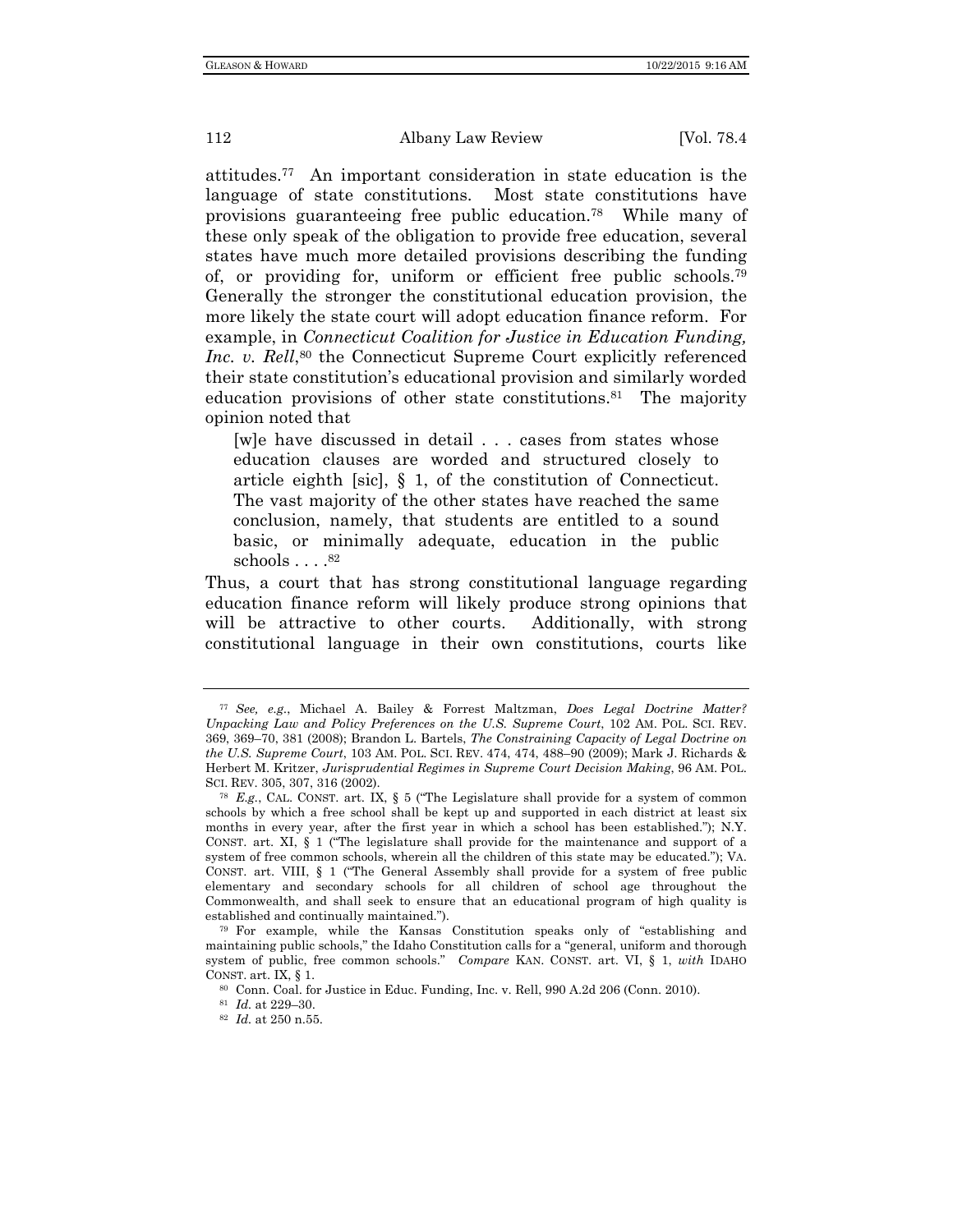attitudes.[77] An important consideration in state education is the language of state constitutions. Most state constitutions have provisions guaranteeing free public education.[78] While many of these only speak of the obligation to provide free education, several states have much more detailed provisions describing the funding of, or providing for, uniform or efficient free public schools.[79] Generally the stronger the constitutional education provision, the more likely the state court will adopt education finance reform. For example, in *Connecticut Coalition for Justice in Education Funding, Inc. v. Rell*,[80] the Connecticut Supreme Court explicitly referenced their state constitution's educational provision and similarly worded education provisions of other state constitutions.[81] The majority opinion noted that

> [w]e have discussed in detail . . . cases from states whose education clauses are worded and structured closely to article eighth [sic], § 1, of the constitution of Connecticut. The vast majority of the other states have reached the same conclusion, namely, that students are entitled to a sound basic, or minimally adequate, education in the public schools . . . .[82]

Thus, a court that has strong constitutional language regarding education finance reform will likely produce strong opinions that will be attractive to other courts. Additionally, with strong constitutional language in their own constitutions, courts like

---

[77] *See, e.g.*, Michael A. Bailey & Forrest Maltzman, *Does Legal Doctrine Matter? Unpacking Law and Policy Preferences on the U.S. Supreme Court*, 102 AM. POL. SCI. REV. 369, 369–70, 381 (2008); Brandon L. Bartels, *The Constraining Capacity of Legal Doctrine on the U.S. Supreme Court*, 103 AM. POL. SCI. REV. 474, 474, 488–90 (2009); Mark J. Richards & Herbert M. Kritzer, *Jurisprudential Regimes in Supreme Court Decision Making*, 96 AM. POL. SCI. REV. 305, 307, 316 (2002).

[78] *E.g.*, CAL. CONST. art. IX, § 5 ("The Legislature shall provide for a system of common schools by which a free school shall be kept up and supported in each district at least six months in every year, after the first year in which a school has been established."); N.Y. CONST. art. XI, § 1 ("The legislature shall provide for the maintenance and support of a system of free common schools, wherein all the children of this state may be educated."); VA. CONST. art. VIII, § 1 ("The General Assembly shall provide for a system of free public elementary and secondary schools for all children of school age throughout the Commonwealth, and shall seek to ensure that an educational program of high quality is established and continually maintained.").

[79] For example, while the Kansas Constitution speaks only of "establishing and maintaining public schools," the Idaho Constitution calls for a "general, uniform and thorough system of public, free common schools." *Compare* KAN. CONST. art. VI, § 1, *with* IDAHO CONST. art. IX, § 1.

[80] Conn. Coal. for Justice in Educ. Funding, Inc. v. Rell, 990 A.2d 206 (Conn. 2010).

[81] *Id.* at 229–30.

[82] *Id.* at 250 n.55.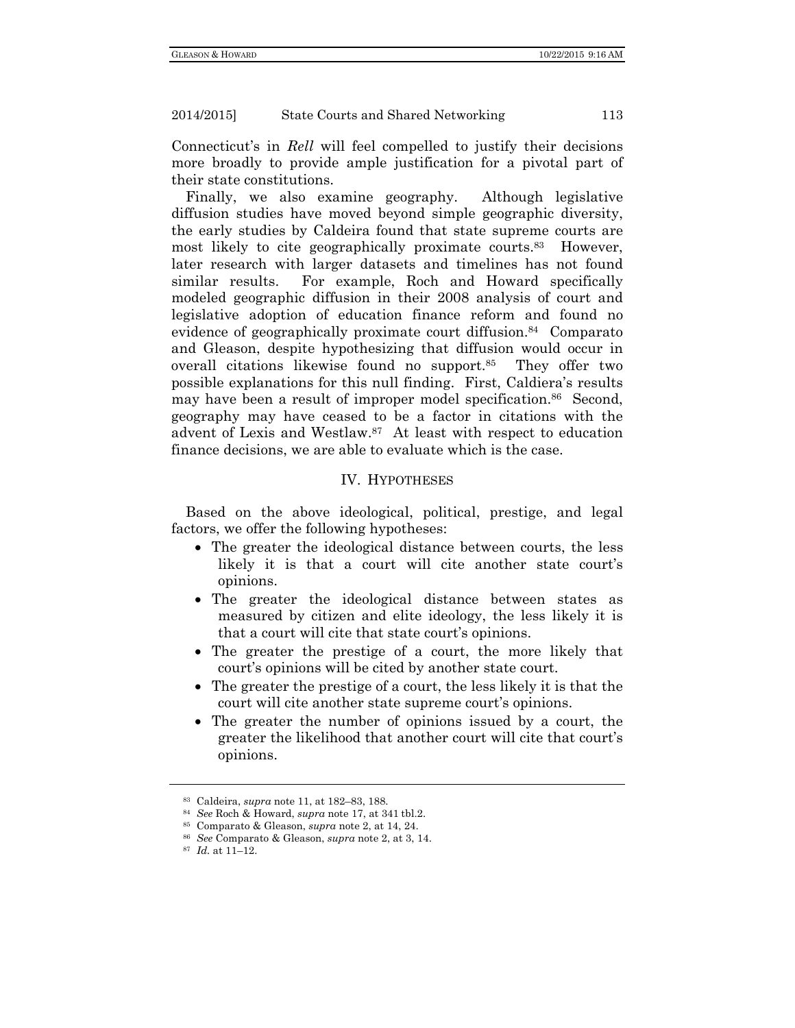Connecticut's in *Rell* will feel compelled to justify their decisions more broadly to provide ample justification for a pivotal part of their state constitutions.

Finally, we also examine geography. Although legislative diffusion studies have moved beyond simple geographic diversity, the early studies by Caldeira found that state supreme courts are most likely to cite geographically proximate courts.[83] However, later research with larger datasets and timelines has not found similar results. For example, Roch and Howard specifically modeled geographic diffusion in their 2008 analysis of court and legislative adoption of education finance reform and found no evidence of geographically proximate court diffusion.[84] Comparato and Gleason, despite hypothesizing that diffusion would occur in overall citations likewise found no support.[85] They offer two possible explanations for this null finding. First, Caldiera's results may have been a result of improper model specification.[86] Second, geography may have ceased to be a factor in citations with the advent of Lexis and Westlaw.[87] At least with respect to education finance decisions, we are able to evaluate which is the case.

## IV. HYPOTHESES

Based on the above ideological, political, prestige, and legal factors, we offer the following hypotheses:

- The greater the ideological distance between courts, the less likely it is that a court will cite another state court's opinions.
- The greater the ideological distance between states as measured by citizen and elite ideology, the less likely it is that a court will cite that state court's opinions.
- The greater the prestige of a court, the more likely that court's opinions will be cited by another state court.
- The greater the prestige of a court, the less likely it is that the court will cite another state supreme court's opinions.
- The greater the number of opinions issued by a court, the greater the likelihood that another court will cite that court's opinions.

---

[83] Caldeira, *supra* note 11, at 182–83, 188.

[84] *See* Roch & Howard, *supra* note 17, at 341 tbl.2.

[85] Comparato & Gleason, *supra* note 2, at 14, 24.

[86] *See* Comparato & Gleason, *supra* note 2, at 3, 14.

[87] *Id.* at 11–12.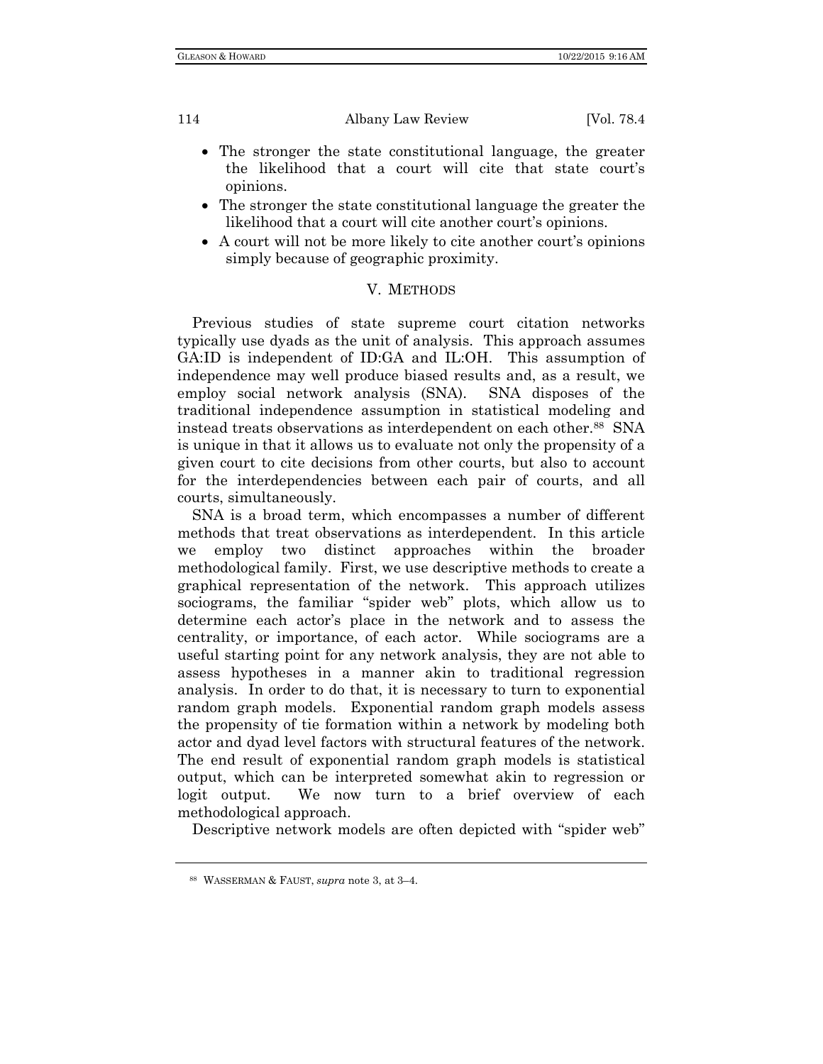- The stronger the state constitutional language, the greater the likelihood that a court will cite that state court's opinions.
- The stronger the state constitutional language the greater the likelihood that a court will cite another court's opinions.
- A court will not be more likely to cite another court's opinions simply because of geographic proximity.

## V. METHODS

Previous studies of state supreme court citation networks typically use dyads as the unit of analysis. This approach assumes GA:ID is independent of ID:GA and IL:OH. This assumption of independence may well produce biased results and, as a result, we employ social network analysis (SNA). SNA disposes of the traditional independence assumption in statistical modeling and instead treats observations as interdependent on each other.[88] SNA is unique in that it allows us to evaluate not only the propensity of a given court to cite decisions from other courts, but also to account for the interdependencies between each pair of courts, and all courts, simultaneously.

SNA is a broad term, which encompasses a number of different methods that treat observations as interdependent. In this article we employ two distinct approaches within the broader methodological family. First, we use descriptive methods to create a graphical representation of the network. This approach utilizes sociograms, the familiar "spider web" plots, which allow us to determine each actor's place in the network and to assess the centrality, or importance, of each actor. While sociograms are a useful starting point for any network analysis, they are not able to assess hypotheses in a manner akin to traditional regression analysis. In order to do that, it is necessary to turn to exponential random graph models. Exponential random graph models assess the propensity of tie formation within a network by modeling both actor and dyad level factors with structural features of the network. The end result of exponential random graph models is statistical output, which can be interpreted somewhat akin to regression or logit output. We now turn to a brief overview of each methodological approach.

Descriptive network models are often depicted with "spider web"

---

[88] WASSERMAN & FAUST, *supra* note 3, at 3–4.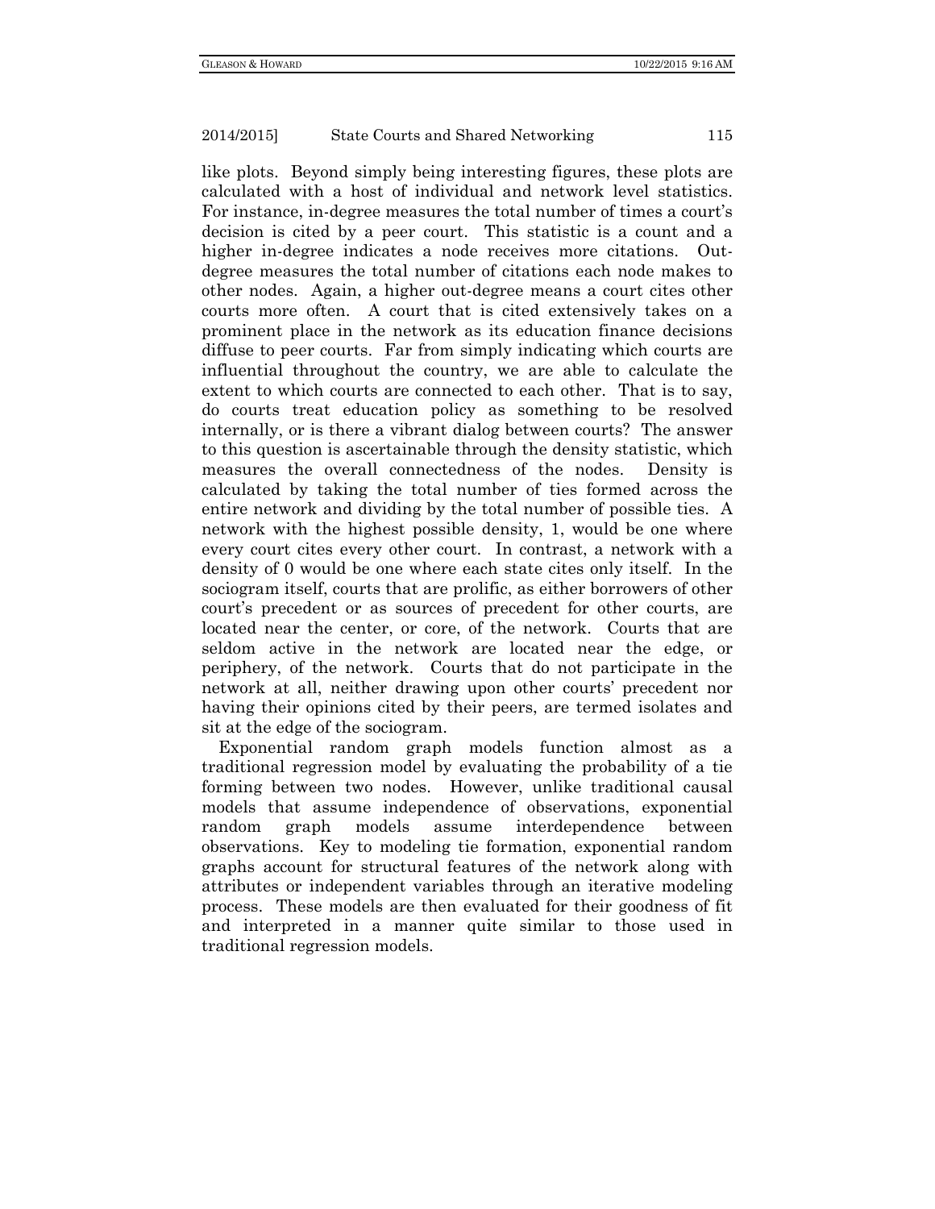like plots. Beyond simply being interesting figures, these plots are calculated with a host of individual and network level statistics. For instance, in-degree measures the total number of times a court's decision is cited by a peer court. This statistic is a count and a higher in-degree indicates a node receives more citations. Out-degree measures the total number of citations each node makes to other nodes. Again, a higher out-degree means a court cites other courts more often. A court that is cited extensively takes on a prominent place in the network as its education finance decisions diffuse to peer courts. Far from simply indicating which courts are influential throughout the country, we are able to calculate the extent to which courts are connected to each other. That is to say, do courts treat education policy as something to be resolved internally, or is there a vibrant dialog between courts? The answer to this question is ascertainable through the density statistic, which measures the overall connectedness of the nodes. Density is calculated by taking the total number of ties formed across the entire network and dividing by the total number of possible ties. A network with the highest possible density, 1, would be one where every court cites every other court. In contrast, a network with a density of 0 would be one where each state cites only itself. In the sociogram itself, courts that are prolific, as either borrowers of other court's precedent or as sources of precedent for other courts, are located near the center, or core, of the network. Courts that are seldom active in the network are located near the edge, or periphery, of the network. Courts that do not participate in the network at all, neither drawing upon other courts' precedent nor having their opinions cited by their peers, are termed isolates and sit at the edge of the sociogram.

Exponential random graph models function almost as a traditional regression model by evaluating the probability of a tie forming between two nodes. However, unlike traditional causal models that assume independence of observations, exponential random graph models assume interdependence between observations. Key to modeling tie formation, exponential random graphs account for structural features of the network along with attributes or independent variables through an iterative modeling process. These models are then evaluated for their goodness of fit and interpreted in a manner quite similar to those used in traditional regression models.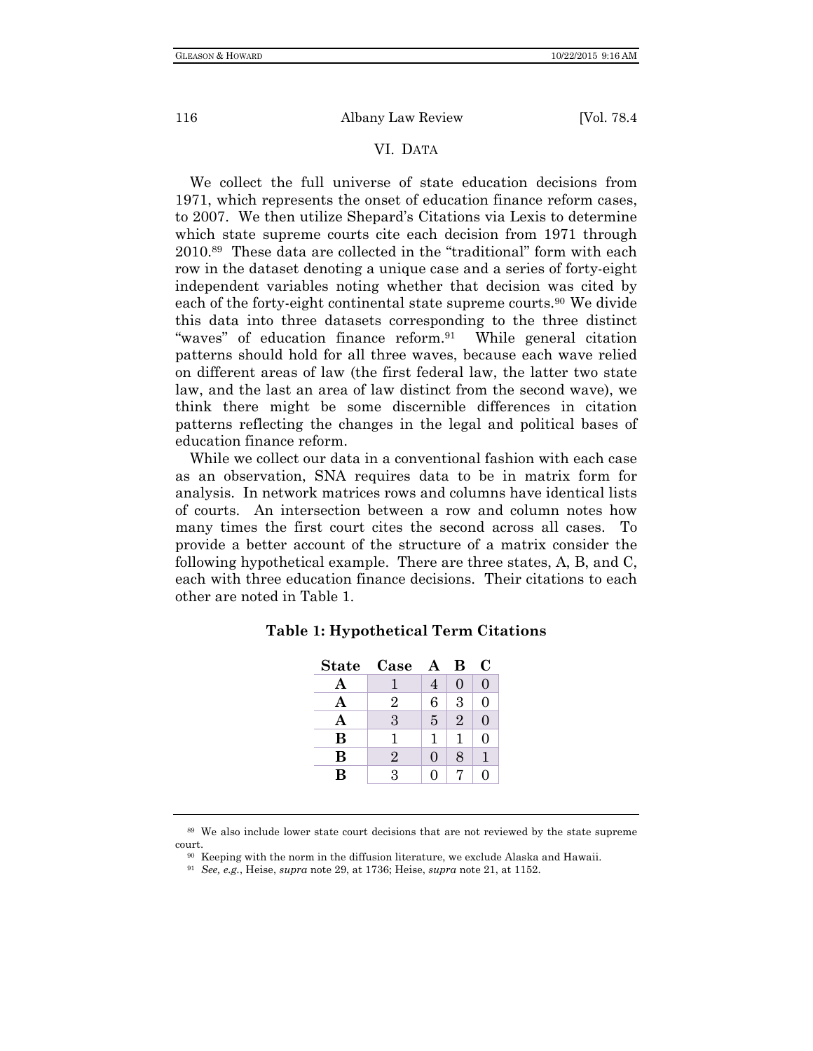## VI. DATA

We collect the full universe of state education decisions from 1971, which represents the onset of education finance reform cases, to 2007. We then utilize Shepard's Citations via Lexis to determine which state supreme courts cite each decision from 1971 through 2010.[89] These data are collected in the "traditional" form with each row in the dataset denoting a unique case and a series of forty-eight independent variables noting whether that decision was cited by each of the forty-eight continental state supreme courts.[90] We divide this data into three datasets corresponding to the three distinct "waves" of education finance reform.[91] While general citation patterns should hold for all three waves, because each wave relied on different areas of law (the first federal law, the latter two state law, and the last an area of law distinct from the second wave), we think there might be some discernible differences in citation patterns reflecting the changes in the legal and political bases of education finance reform.

While we collect our data in a conventional fashion with each case as an observation, SNA requires data to be in matrix form for analysis. In network matrices rows and columns have identical lists of courts. An intersection between a row and column notes how many times the first court cites the second across all cases. To provide a better account of the structure of a matrix consider the following hypothetical example. There are three states, A, B, and C, each with three education finance decisions. Their citations to each other are noted in Table 1.

**Table 1: Hypothetical Term Citations**

| State | Case | A | B | C |
|---|---|---|---|---|
| **A** | 1 | 4 | 0 | 0 |
| **A** | 2 | 6 | 3 | 0 |
| **A** | 3 | 5 | 2 | 0 |
| **B** | 1 | 1 | 1 | 0 |
| **B** | 2 | 0 | 8 | 1 |
| **B** | 3 | 0 | 7 | 0 |

---

[89] We also include lower state court decisions that are not reviewed by the state supreme court.

[90] Keeping with the norm in the diffusion literature, we exclude Alaska and Hawaii.

[91] *See, e.g.*, Heise, *supra* note 29, at 1736; Heise, *supra* note 21, at 1152.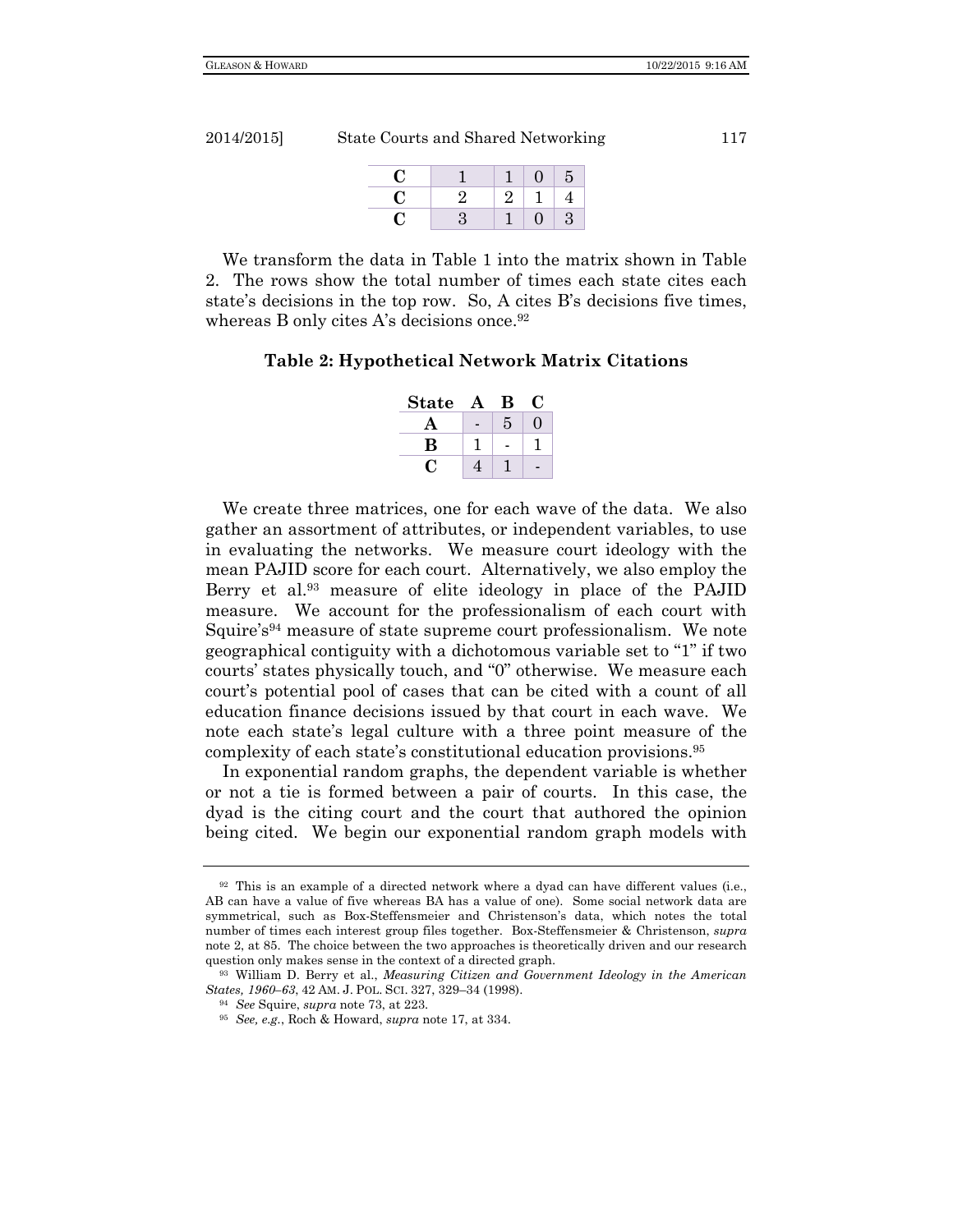| | | | | |
|---|---|---|---|---|
| **C** | 1 | 1 | 0 | 5 |
| **C** | 2 | 2 | 1 | 4 |
| **C** | 3 | 1 | 0 | 3 |

We transform the data in Table 1 into the matrix shown in Table 2. The rows show the total number of times each state cites each state's decisions in the top row. So, A cites B's decisions five times, whereas B only cites A's decisions once.[92]

**Table 2: Hypothetical Network Matrix Citations**

| State | A | B | C |
|---|---|---|---|
| **A** | - | 5 | 0 |
| **B** | 1 | - | 1 |
| **C** | 4 | 1 | - |

We create three matrices, one for each wave of the data. We also gather an assortment of attributes, or independent variables, to use in evaluating the networks. We measure court ideology with the mean PAJID score for each court. Alternatively, we also employ the Berry et al.[93] measure of elite ideology in place of the PAJID measure. We account for the professionalism of each court with Squire's[94] measure of state supreme court professionalism. We note geographical contiguity with a dichotomous variable set to "1" if two courts' states physically touch, and "0" otherwise. We measure each court's potential pool of cases that can be cited with a count of all education finance decisions issued by that court in each wave. We note each state's legal culture with a three point measure of the complexity of each state's constitutional education provisions.[95]

In exponential random graphs, the dependent variable is whether or not a tie is formed between a pair of courts. In this case, the dyad is the citing court and the court that authored the opinion being cited. We begin our exponential random graph models with

---

[92] This is an example of a directed network where a dyad can have different values (i.e., AB can have a value of five whereas BA has a value of one). Some social network data are symmetrical, such as Box-Steffensmeier and Christenson's data, which notes the total number of times each interest group files together. Box-Steffensmeier & Christenson, *supra* note 2, at 85. The choice between the two approaches is theoretically driven and our research question only makes sense in the context of a directed graph.

[93] William D. Berry et al., *Measuring Citizen and Government Ideology in the American States, 1960–63*, 42 AM. J. POL. SCI. 327, 329–34 (1998).

[94] *See* Squire, *supra* note 73, at 223.

[95] *See, e.g.*, Roch & Howard, *supra* note 17, at 334.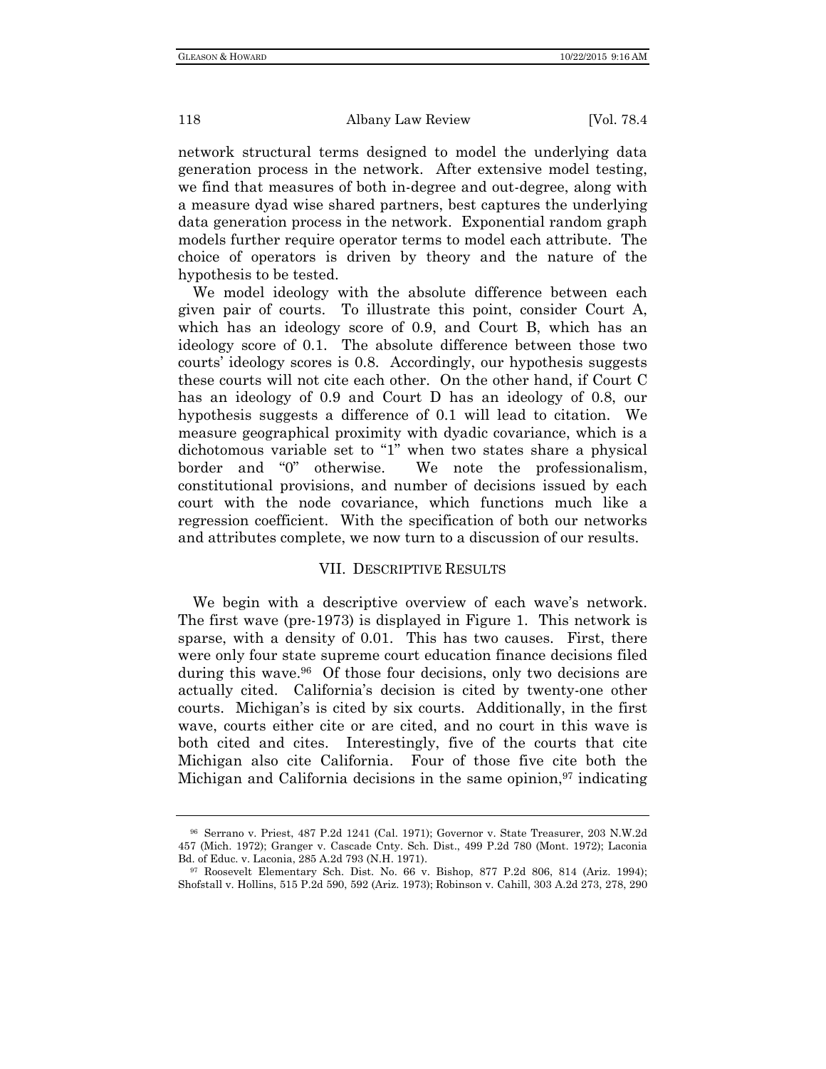network structural terms designed to model the underlying data generation process in the network. After extensive model testing, we find that measures of both in-degree and out-degree, along with a measure dyad wise shared partners, best captures the underlying data generation process in the network. Exponential random graph models further require operator terms to model each attribute. The choice of operators is driven by theory and the nature of the hypothesis to be tested.

We model ideology with the absolute difference between each given pair of courts. To illustrate this point, consider Court A, which has an ideology score of 0.9, and Court B, which has an ideology score of 0.1. The absolute difference between those two courts' ideology scores is 0.8. Accordingly, our hypothesis suggests these courts will not cite each other. On the other hand, if Court C has an ideology of 0.9 and Court D has an ideology of 0.8, our hypothesis suggests a difference of 0.1 will lead to citation. We measure geographical proximity with dyadic covariance, which is a dichotomous variable set to "1" when two states share a physical border and "0" otherwise. We note the professionalism, constitutional provisions, and number of decisions issued by each court with the node covariance, which functions much like a regression coefficient. With the specification of both our networks and attributes complete, we now turn to a discussion of our results.

## VII. DESCRIPTIVE RESULTS

We begin with a descriptive overview of each wave's network. The first wave (pre-1973) is displayed in Figure 1. This network is sparse, with a density of 0.01. This has two causes. First, there were only four state supreme court education finance decisions filed during this wave.[96] Of those four decisions, only two decisions are actually cited. California's decision is cited by twenty-one other courts. Michigan's is cited by six courts. Additionally, in the first wave, courts either cite or are cited, and no court in this wave is both cited and cites. Interestingly, five of the courts that cite Michigan also cite California. Four of those five cite both the Michigan and California decisions in the same opinion,[97] indicating

---

[96] Serrano v. Priest, 487 P.2d 1241 (Cal. 1971); Governor v. State Treasurer, 203 N.W.2d 457 (Mich. 1972); Granger v. Cascade Cnty. Sch. Dist., 499 P.2d 780 (Mont. 1972); Laconia Bd. of Educ. v. Laconia, 285 A.2d 793 (N.H. 1971).

[97] Roosevelt Elementary Sch. Dist. No. 66 v. Bishop, 877 P.2d 806, 814 (Ariz. 1994); Shofstall v. Hollins, 515 P.2d 590, 592 (Ariz. 1973); Robinson v. Cahill, 303 A.2d 273, 278, 290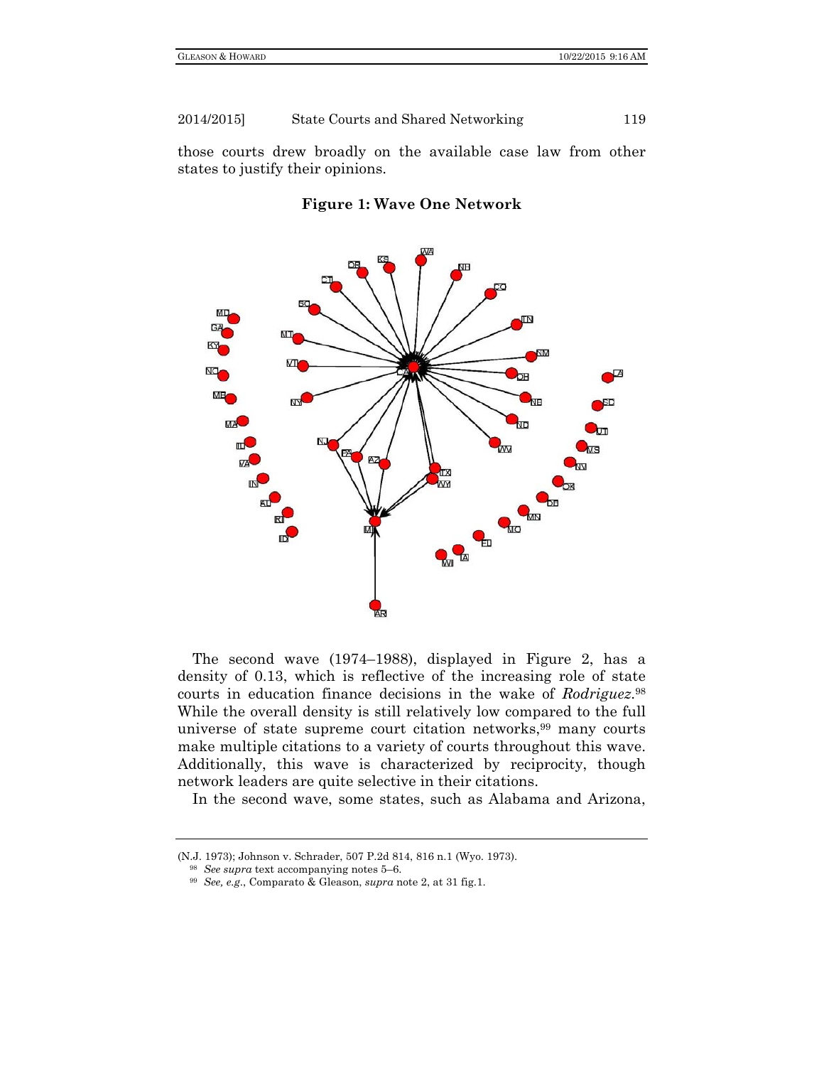those courts drew broadly on the available case law from other states to justify their opinions.

**Figure 1: Wave One Network**

The second wave (1974–1988), displayed in Figure 2, has a density of 0.13, which is reflective of the increasing role of state courts in education finance decisions in the wake of *Rodriguez*.[98] While the overall density is still relatively low compared to the full universe of state supreme court citation networks,[99] many courts make multiple citations to a variety of courts throughout this wave. Additionally, this wave is characterized by reciprocity, though network leaders are quite selective in their citations.

In the second wave, some states, such as Alabama and Arizona,

---

(N.J. 1973); Johnson v. Schrader, 507 P.2d 814, 816 n.1 (Wyo. 1973).

[98] *See supra* text accompanying notes 5–6.

[99] *See, e.g.*, Comparato & Gleason, *supra* note 2, at 31 fig.1.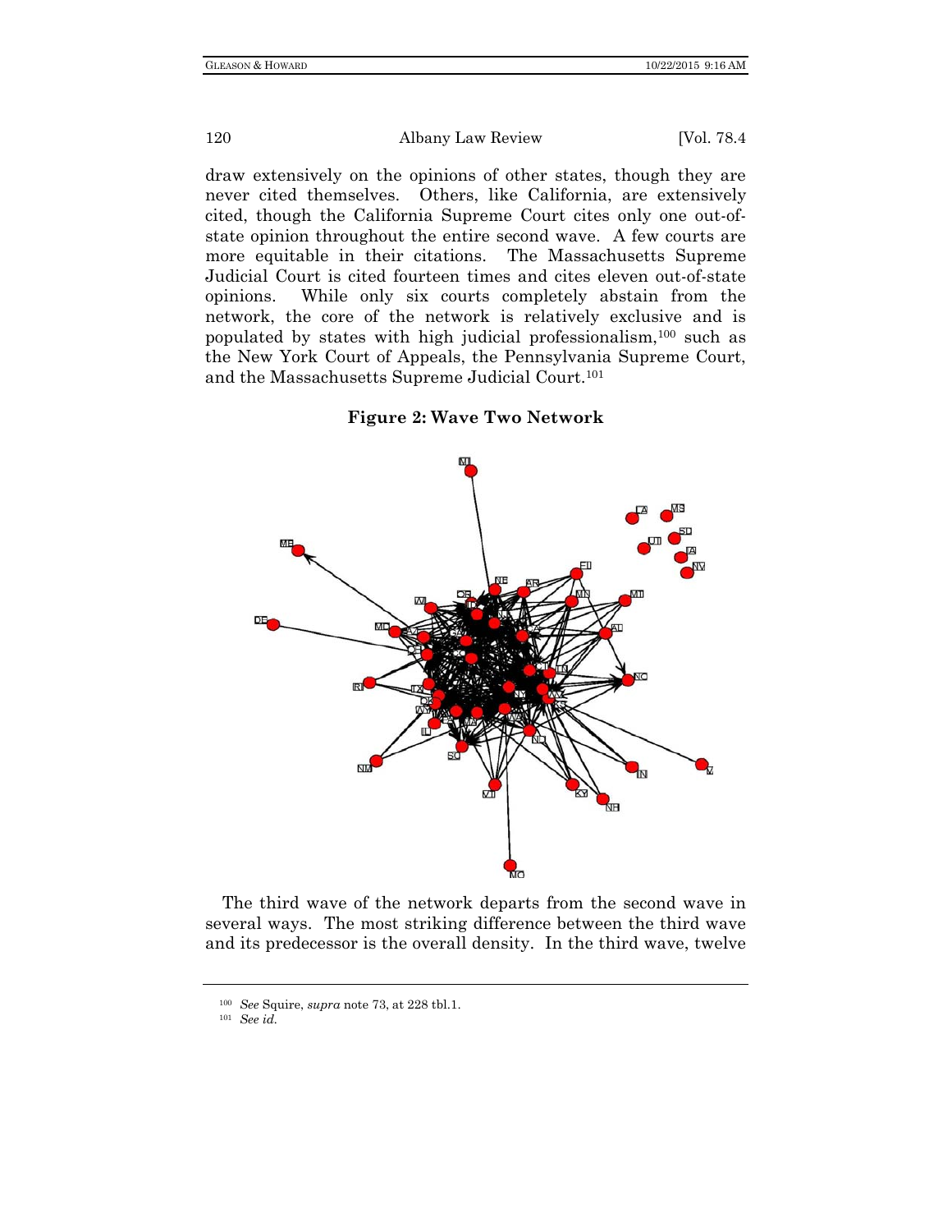draw extensively on the opinions of other states, though they are never cited themselves. Others, like California, are extensively cited, though the California Supreme Court cites only one out-of-state opinion throughout the entire second wave. A few courts are more equitable in their citations. The Massachusetts Supreme Judicial Court is cited fourteen times and cites eleven out-of-state opinions. While only six courts completely abstain from the network, the core of the network is relatively exclusive and is populated by states with high judicial professionalism,[100] such as the New York Court of Appeals, the Pennsylvania Supreme Court, and the Massachusetts Supreme Judicial Court.[101]

**Figure 2: Wave Two Network**

The third wave of the network departs from the second wave in several ways. The most striking difference between the third wave and its predecessor is the overall density. In the third wave, twelve

---

[100] *See* Squire, *supra* note 73, at 228 tbl.1.

[101] *See id.*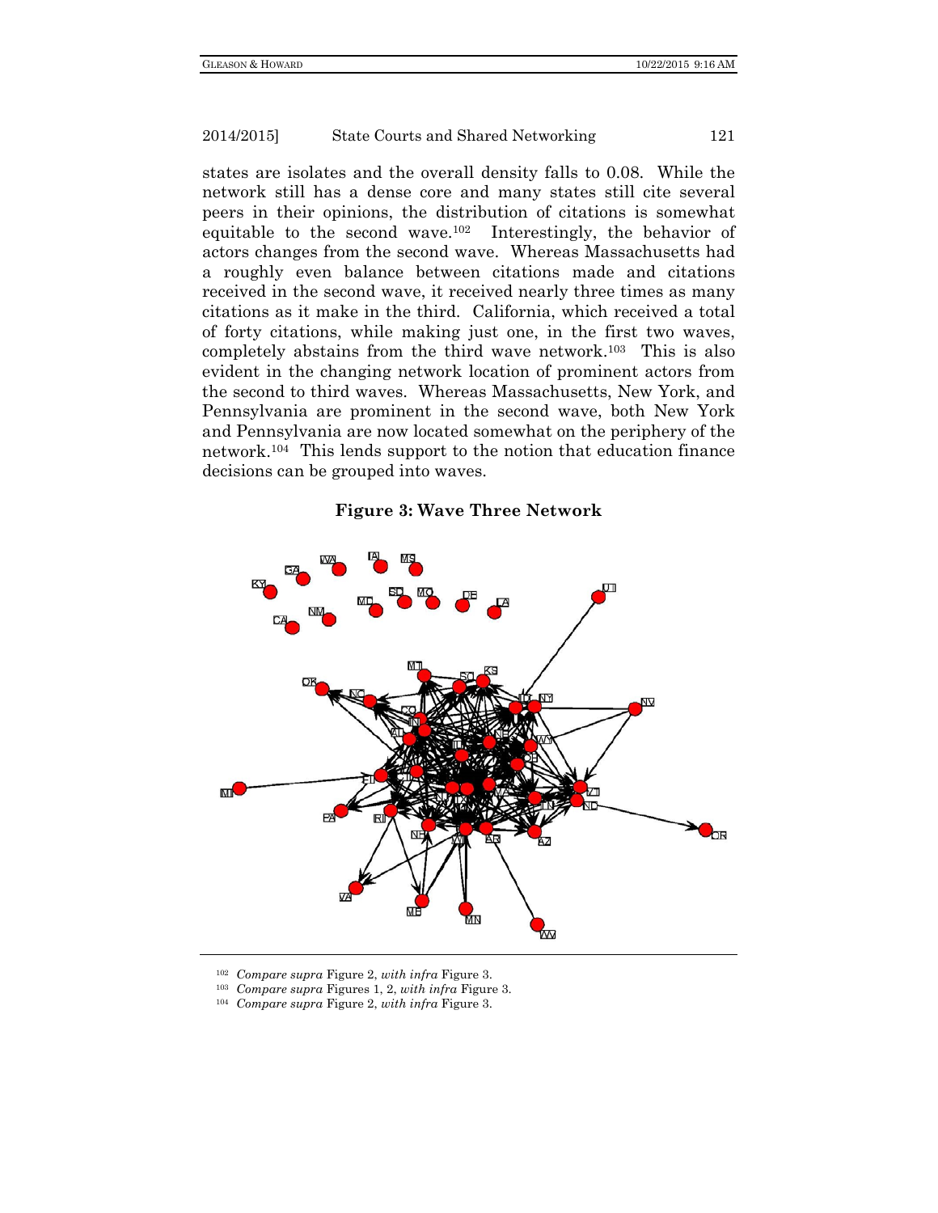states are isolates and the overall density falls to 0.08. While the network still has a dense core and many states still cite several peers in their opinions, the distribution of citations is somewhat equitable to the second wave.[102] Interestingly, the behavior of actors changes from the second wave. Whereas Massachusetts had a roughly even balance between citations made and citations received in the second wave, it received nearly three times as many citations as it make in the third. California, which received a total of forty citations, while making just one, in the first two waves, completely abstains from the third wave network.[103] This is also evident in the changing network location of prominent actors from the second to third waves. Whereas Massachusetts, New York, and Pennsylvania are prominent in the second wave, both New York and Pennsylvania are now located somewhat on the periphery of the network.[104] This lends support to the notion that education finance decisions can be grouped into waves.

**Figure 3: Wave Three Network**

[102] *Compare supra* Figure 2, *with infra* Figure 3.

[103] *Compare supra* Figures 1, 2, *with infra* Figure 3.

[104] *Compare supra* Figure 2, *with infra* Figure 3.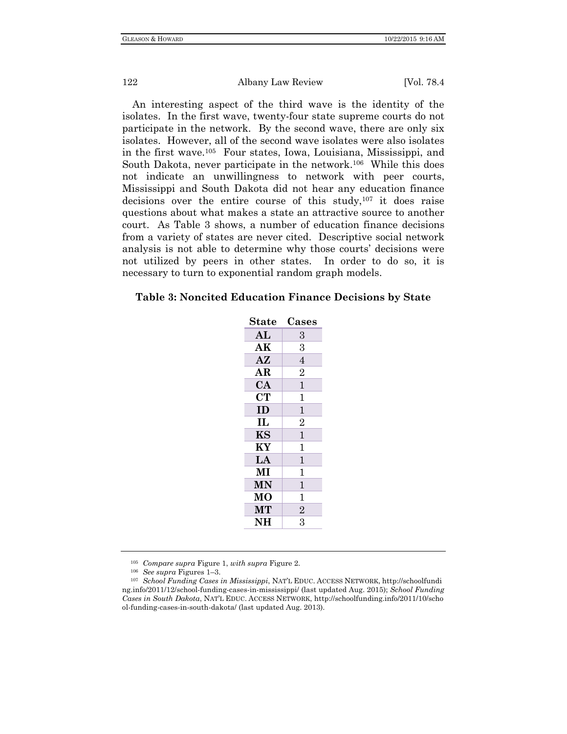An interesting aspect of the third wave is the identity of the isolates. In the first wave, twenty-four state supreme courts do not participate in the network. By the second wave, there are only six isolates. However, all of the second wave isolates were also isolates in the first wave.[105] Four states, Iowa, Louisiana, Mississippi, and South Dakota, never participate in the network.[106] While this does not indicate an unwillingness to network with peer courts, Mississippi and South Dakota did not hear any education finance decisions over the entire course of this study,[107] it does raise questions about what makes a state an attractive source to another court. As Table 3 shows, a number of education finance decisions from a variety of states are never cited. Descriptive social network analysis is not able to determine why those courts' decisions were not utilized by peers in other states. In order to do so, it is necessary to turn to exponential random graph models.

**Table 3: Noncited Education Finance Decisions by State**

| State | Cases |
|---|---|
| **AL** | 3 |
| **AK** | 3 |
| **AZ** | 4 |
| **AR** | 2 |
| **CA** | 1 |
| **CT** | 1 |
| **ID** | 1 |
| **IL** | 2 |
| **KS** | 1 |
| **KY** | 1 |
| **LA** | 1 |
| **MI** | 1 |
| **MN** | 1 |
| **MO** | 1 |
| **MT** | 2 |
| **NH** | 3 |

---

[105] *Compare supra* Figure 1, *with supra* Figure 2.

[106] *See supra* Figures 1–3.

[107] *School Funding Cases in Mississippi*, NAT'L EDUC. ACCESS NETWORK, http://schoolfunding.info/2011/12/school-funding-cases-in-mississippi/ (last updated Aug. 2015); *School Funding Cases in South Dakota*, NAT'L EDUC. ACCESS NETWORK, http://schoolfunding.info/2011/10/school-funding-cases-in-south-dakota/ (last updated Aug. 2013).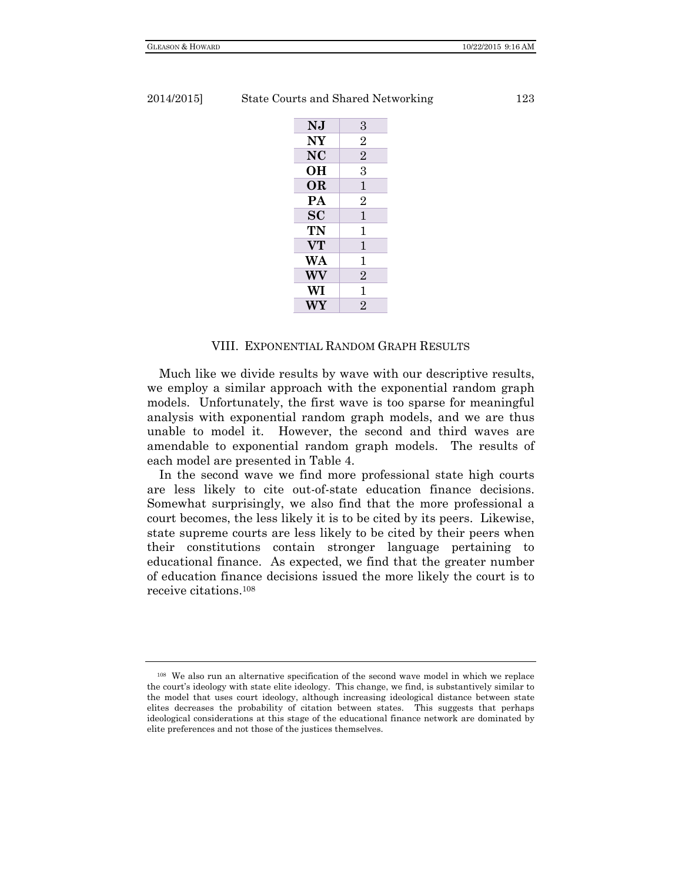| | |
|---|---|
| **NJ** | 3 |
| **NY** | 2 |
| **NC** | 2 |
| **OH** | 3 |
| **OR** | 1 |
| **PA** | 2 |
| **SC** | 1 |
| **TN** | 1 |
| **VT** | 1 |
| **WA** | 1 |
| **WV** | 2 |
| **WI** | 1 |
| **WY** | 2 |

## VIII. EXPONENTIAL RANDOM GRAPH RESULTS

Much like we divide results by wave with our descriptive results, we employ a similar approach with the exponential random graph models. Unfortunately, the first wave is too sparse for meaningful analysis with exponential random graph models, and we are thus unable to model it. However, the second and third waves are amendable to exponential random graph models. The results of each model are presented in Table 4.

In the second wave we find more professional state high courts are less likely to cite out-of-state education finance decisions. Somewhat surprisingly, we also find that the more professional a court becomes, the less likely it is to be cited by its peers. Likewise, state supreme courts are less likely to be cited by their peers when their constitutions contain stronger language pertaining to educational finance. As expected, we find that the greater number of education finance decisions issued the more likely the court is to receive citations.[108]

[108] We also run an alternative specification of the second wave model in which we replace the court's ideology with state elite ideology. This change, we find, is substantively similar to the model that uses court ideology, although increasing ideological distance between state elites decreases the probability of citation between states. This suggests that perhaps ideological considerations at this stage of the educational finance network are dominated by elite preferences and not those of the justices themselves.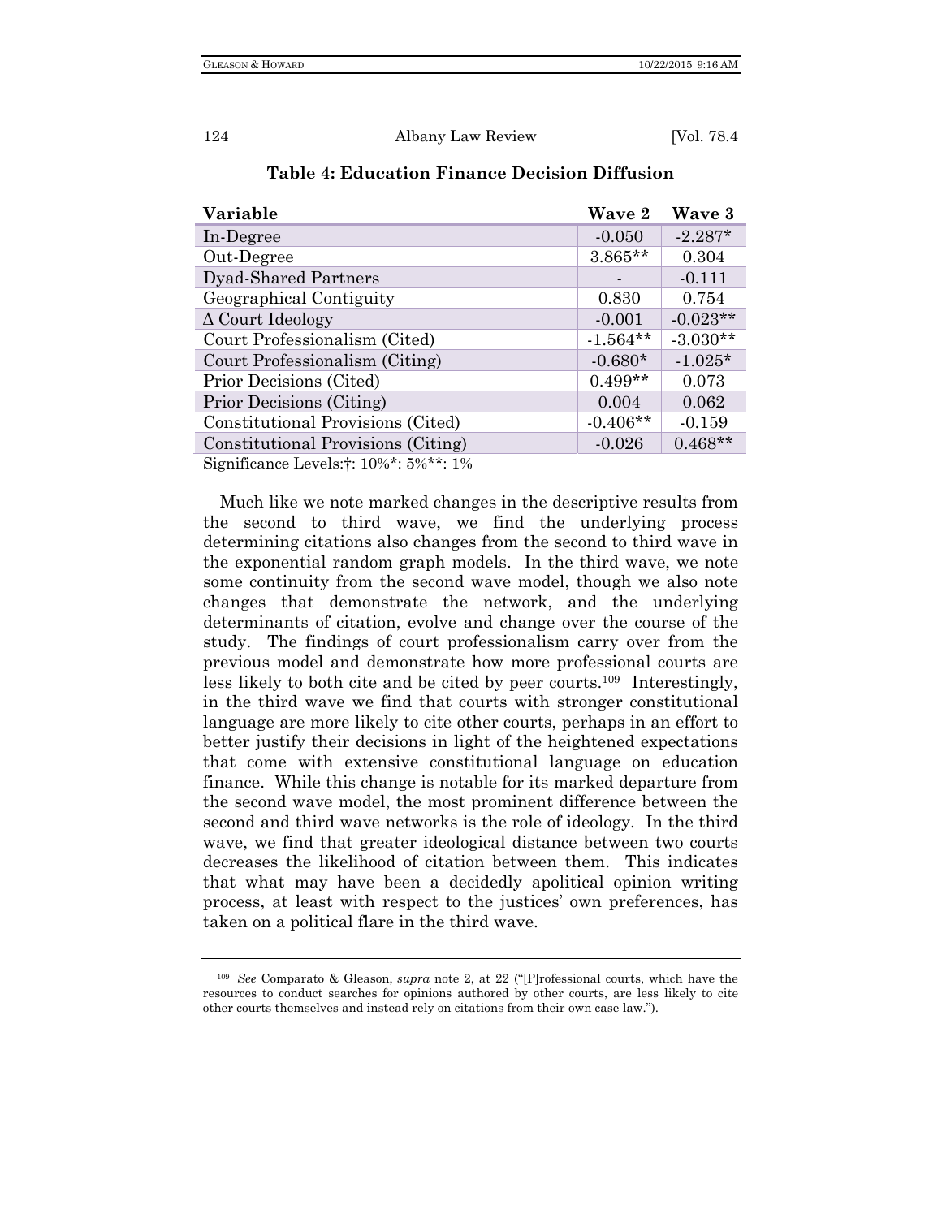**Table 4: Education Finance Decision Diffusion**

| Variable | Wave 2 | Wave 3 |
|---|---|---|
| In-Degree | -0.050 | -2.287* |
| Out-Degree | 3.865** | 0.304 |
| Dyad-Shared Partners | - | -0.111 |
| Geographical Contiguity | 0.830 | 0.754 |
| Δ Court Ideology | -0.001 | -0.023** |
| Court Professionalism (Cited) | -1.564** | -3.030** |
| Court Professionalism (Citing) | -0.680* | -1.025* |
| Prior Decisions (Cited) | 0.499** | 0.073 |
| Prior Decisions (Citing) | 0.004 | 0.062 |
| Constitutional Provisions (Cited) | -0.406** | -0.159 |
| Constitutional Provisions (Citing) | -0.026 | 0.468** |

Significance Levels:†: 10%*: 5%**: 1%

Much like we note marked changes in the descriptive results from the second to third wave, we find the underlying process determining citations also changes from the second to third wave in the exponential random graph models. In the third wave, we note some continuity from the second wave model, though we also note changes that demonstrate the network, and the underlying determinants of citation, evolve and change over the course of the study. The findings of court professionalism carry over from the previous model and demonstrate how more professional courts are less likely to both cite and be cited by peer courts.[109] Interestingly, in the third wave we find that courts with stronger constitutional language are more likely to cite other courts, perhaps in an effort to better justify their decisions in light of the heightened expectations that come with extensive constitutional language on education finance. While this change is notable for its marked departure from the second wave model, the most prominent difference between the second and third wave networks is the role of ideology. In the third wave, we find that greater ideological distance between two courts decreases the likelihood of citation between them. This indicates that what may have been a decidedly apolitical opinion writing process, at least with respect to the justices' own preferences, has taken on a political flare in the third wave.

---

[109] *See* Comparato & Gleason, *supra* note 2, at 22 ("[P]rofessional courts, which have the resources to conduct searches for opinions authored by other courts, are less likely to cite other courts themselves and instead rely on citations from their own case law.").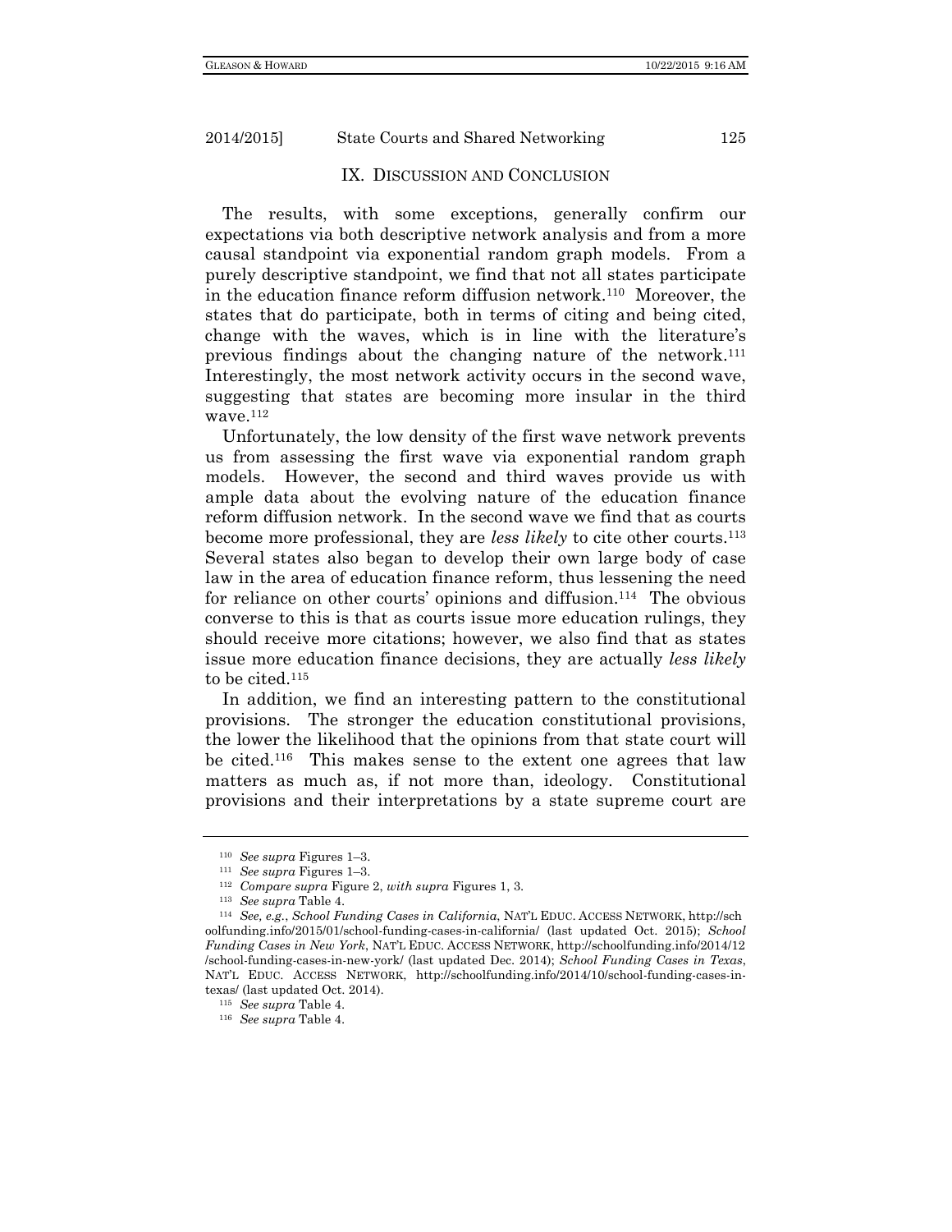## IX. DISCUSSION AND CONCLUSION

The results, with some exceptions, generally confirm our expectations via both descriptive network analysis and from a more causal standpoint via exponential random graph models. From a purely descriptive standpoint, we find that not all states participate in the education finance reform diffusion network.[110] Moreover, the states that do participate, both in terms of citing and being cited, change with the waves, which is in line with the literature's previous findings about the changing nature of the network.[111] Interestingly, the most network activity occurs in the second wave, suggesting that states are becoming more insular in the third wave.[112]

Unfortunately, the low density of the first wave network prevents us from assessing the first wave via exponential random graph models. However, the second and third waves provide us with ample data about the evolving nature of the education finance reform diffusion network. In the second wave we find that as courts become more professional, they are *less likely* to cite other courts.[113] Several states also began to develop their own large body of case law in the area of education finance reform, thus lessening the need for reliance on other courts' opinions and diffusion.[114] The obvious converse to this is that as courts issue more education rulings, they should receive more citations; however, we also find that as states issue more education finance decisions, they are actually *less likely* to be cited.[115]

In addition, we find an interesting pattern to the constitutional provisions. The stronger the education constitutional provisions, the lower the likelihood that the opinions from that state court will be cited.[116] This makes sense to the extent one agrees that law matters as much as, if not more than, ideology. Constitutional provisions and their interpretations by a state supreme court are

---

[110] *See supra* Figures 1–3.

[111] *See supra* Figures 1–3.

[112] *Compare supra* Figure 2, *with supra* Figures 1, 3.

[113] *See supra* Table 4.

[114] *See, e.g.*, *School Funding Cases in California*, NAT'L EDUC. ACCESS NETWORK, http://schoolfunding.info/2015/01/school-funding-cases-in-california/ (last updated Oct. 2015); *School Funding Cases in New York*, NAT'L EDUC. ACCESS NETWORK, http://schoolfunding.info/2014/12/school-funding-cases-in-new-york/ (last updated Dec. 2014); *School Funding Cases in Texas*, NAT'L EDUC. ACCESS NETWORK, http://schoolfunding.info/2014/10/school-funding-cases-in-texas/ (last updated Oct. 2014).

[115] *See supra* Table 4.

[116] *See supra* Table 4.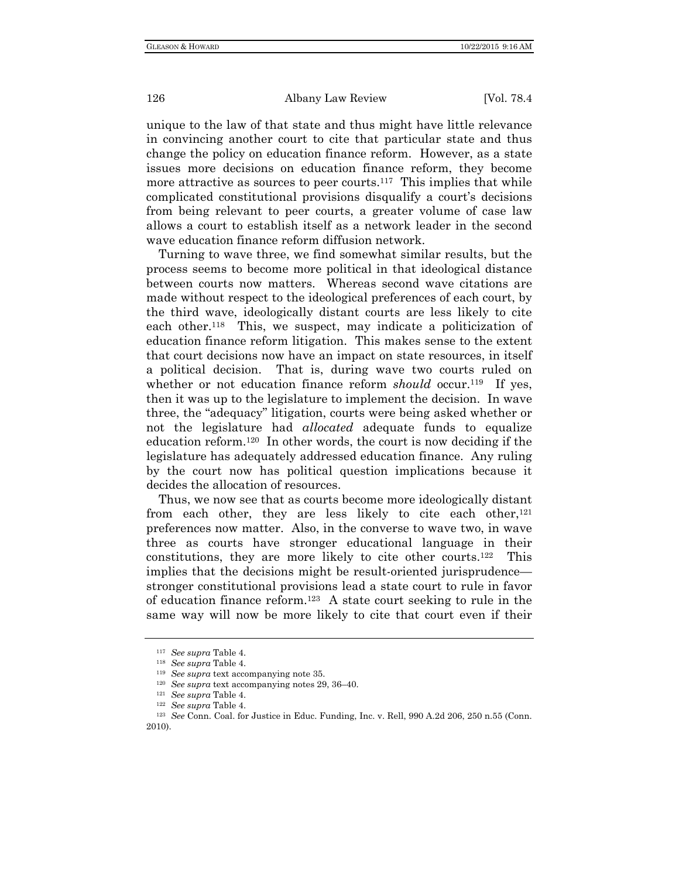unique to the law of that state and thus might have little relevance in convincing another court to cite that particular state and thus change the policy on education finance reform. However, as a state issues more decisions on education finance reform, they become more attractive as sources to peer courts.[117] This implies that while complicated constitutional provisions disqualify a court's decisions from being relevant to peer courts, a greater volume of case law allows a court to establish itself as a network leader in the second wave education finance reform diffusion network.

Turning to wave three, we find somewhat similar results, but the process seems to become more political in that ideological distance between courts now matters. Whereas second wave citations are made without respect to the ideological preferences of each court, by the third wave, ideologically distant courts are less likely to cite each other.[118] This, we suspect, may indicate a politicization of education finance reform litigation. This makes sense to the extent that court decisions now have an impact on state resources, in itself a political decision. That is, during wave two courts ruled on whether or not education finance reform *should* occur.[119] If yes, then it was up to the legislature to implement the decision. In wave three, the "adequacy" litigation, courts were being asked whether or not the legislature had *allocated* adequate funds to equalize education reform.[120] In other words, the court is now deciding if the legislature has adequately addressed education finance. Any ruling by the court now has political question implications because it decides the allocation of resources.

Thus, we now see that as courts become more ideologically distant from each other, they are less likely to cite each other,[121] preferences now matter. Also, in the converse to wave two, in wave three as courts have stronger educational language in their constitutions, they are more likely to cite other courts.[122] This implies that the decisions might be result-oriented jurisprudence—stronger constitutional provisions lead a state court to rule in favor of education finance reform.[123] A state court seeking to rule in the same way will now be more likely to cite that court even if their

---

[117] *See supra* Table 4.

[118] *See supra* Table 4.

[119] *See supra* text accompanying note 35.

[120] *See supra* text accompanying notes 29, 36–40.

[121] *See supra* Table 4.

[122] *See supra* Table 4.

[123] *See* Conn. Coal. for Justice in Educ. Funding, Inc. v. Rell, 990 A.2d 206, 250 n.55 (Conn. 2010).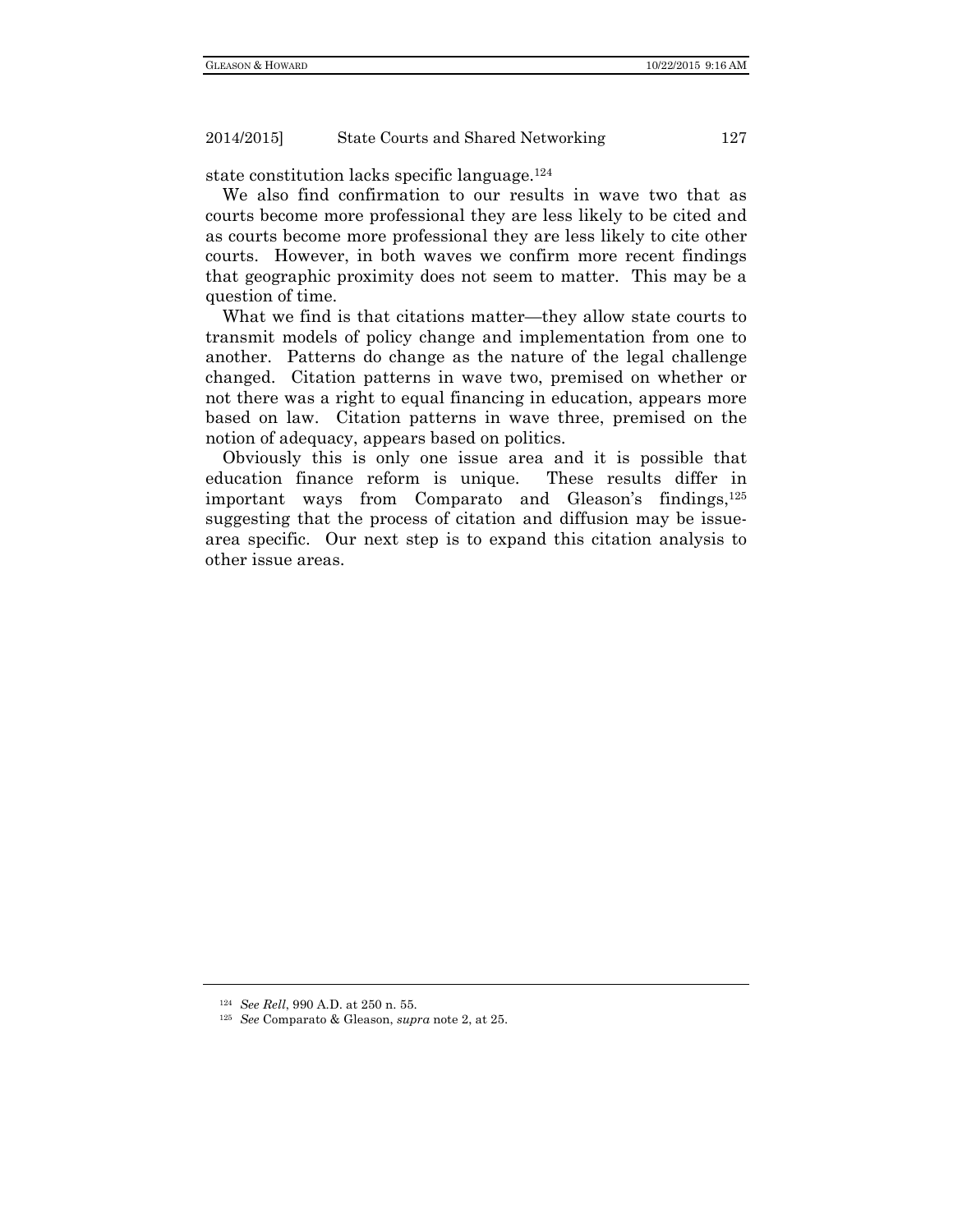state constitution lacks specific language.[124]

We also find confirmation to our results in wave two that as courts become more professional they are less likely to be cited and as courts become more professional they are less likely to cite other courts. However, in both waves we confirm more recent findings that geographic proximity does not seem to matter. This may be a question of time.

What we find is that citations matter—they allow state courts to transmit models of policy change and implementation from one to another. Patterns do change as the nature of the legal challenge changed. Citation patterns in wave two, premised on whether or not there was a right to equal financing in education, appears more based on law. Citation patterns in wave three, premised on the notion of adequacy, appears based on politics.

Obviously this is only one issue area and it is possible that education finance reform is unique. These results differ in important ways from Comparato and Gleason's findings,[125] suggesting that the process of citation and diffusion may be issue-area specific. Our next step is to expand this citation analysis to other issue areas.

---

[124] *See Rell*, 990 A.D. at 250 n. 55.

[125] *See* Comparato & Gleason, *supra* note 2, at 25.